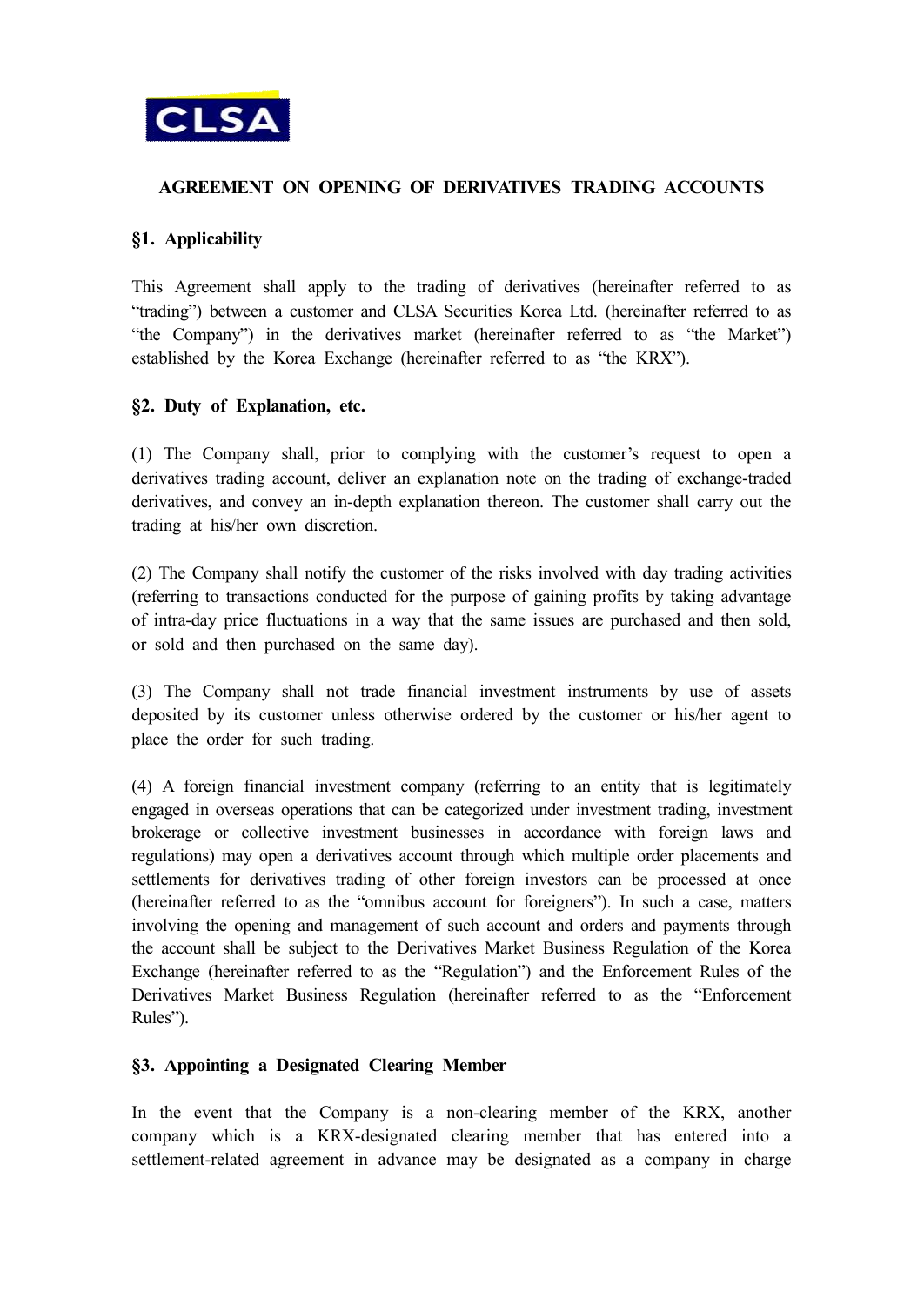CLSA

# AGREEMENT ON OPENING OF DERIVATIVES TRADING ACCOUNTS

## §1. Applicability

This Agreement shall apply to the trading of derivatives (hereinafter referred to as "trading") between a customer and CLSA Securities Korea Ltd. (hereinafter referred to as "the Company") in the derivatives market (hereinafter referred to as "the Market") established by the Korea Exchange (hereinafter referred to as "the KRX").

## §2. Duty of Explanation, etc.

(1) The Company shall, prior to complying with the customer's request to open a derivatives trading account, deliver an explanation note on the trading of exchange-traded derivatives, and convey an in-depth explanation thereon. The customer shall carry out the trading at his/her own discretion.

(2) The Company shall notify the customer of the risks involved with day trading activities (referring to transactions conducted for the purpose of gaining profits by taking advantage of intra-day price fluctuations in a way that the same issues are purchased and then sold, or sold and then purchased on the same day).

(3) The Company shall not trade financial investment instruments by use of assets deposited by its customer unless otherwise ordered by the customer or his/her agent to place the order for such trading.

(4) A foreign financial investment company (referring to an entity that is legitimately engaged in overseas operations that can be categorized under investment trading, investment brokerage or collective investment businesses in accordance with foreign laws and regulations) may open a derivatives account through which multiple order placements and settlements for derivatives trading of other foreign investors can be processed at once (hereinafter referred to as the "omnibus account for foreigners"). In such a case, matters involving the opening and management of such account and orders and payments through the account shall be subject to the Derivatives Market Business Regulation of the Korea Exchange (hereinafter referred to as the "Regulation") and the Enforcement Rules of the Derivatives Market Business Regulation (hereinafter referred to as the "Enforcement Rules").

## §3. Appointing a Designated Clearing Member

In the event that the Company is a non-clearing member of the KRX, another company which is a KRX-designated clearing member that has entered into a settlement-related agreement in advance may be designated as a company in charge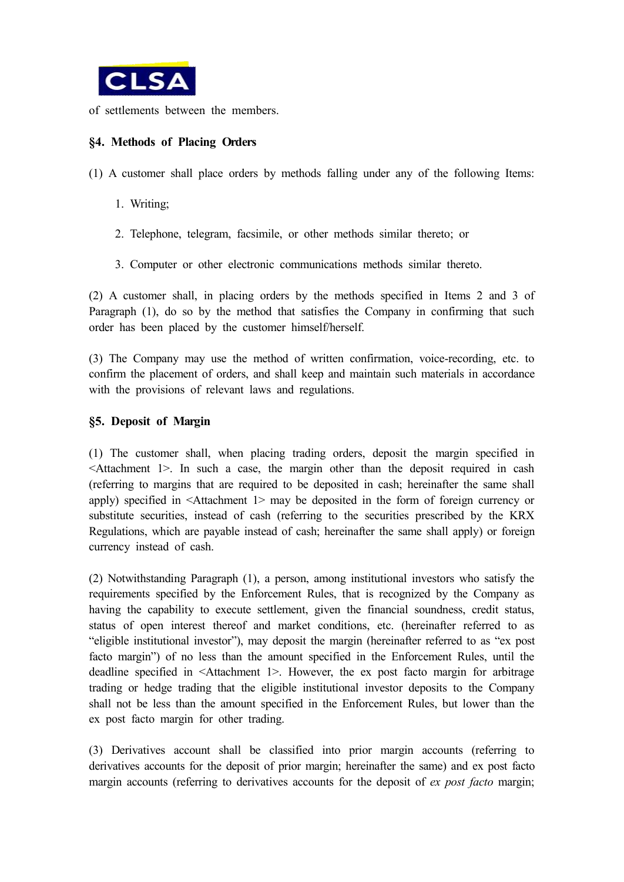of settlements between the members.

### §4. Methods of Placing Orders

(1) A customer shall place orders by methods falling under any of the following Items:

1. Writing;
2. Telephone, telegram, facsimile, or other methods similar thereto; or
3. Computer or other electronic communications methods similar thereto.

(2) A customer shall, in placing orders by the methods specified in Items 2 and 3 of Paragraph (1), do so by the method that satisfies the Company in confirming that such order has been placed by the customer himself/herself.

(3) The Company may use the method of written confirmation, voice-recording, etc. to confirm the placement of orders, and shall keep and maintain such materials in accordance with the provisions of relevant laws and regulations.

### §5. Deposit of Margin

(1) The customer shall, when placing trading orders, deposit the margin specified in <Attachment 1>. In such a case, the margin other than the deposit required in cash (referring to margins that are required to be deposited in cash; hereinafter the same shall apply) specified in <Attachment 1> may be deposited in the form of foreign currency or substitute securities, instead of cash (referring to the securities prescribed by the KRX Regulations, which are payable instead of cash; hereinafter the same shall apply) or foreign currency instead of cash.

(2) Notwithstanding Paragraph (1), a person, among institutional investors who satisfy the requirements specified by the Enforcement Rules, that is recognized by the Company as having the capability to execute settlement, given the financial soundness, credit status, status of open interest thereof and market conditions, etc. (hereinafter referred to as "eligible institutional investor"), may deposit the margin (hereinafter referred to as "ex post facto margin") of no less than the amount specified in the Enforcement Rules, until the deadline specified in <Attachment 1>. However, the ex post facto margin for arbitrage trading or hedge trading that the eligible institutional investor deposits to the Company shall not be less than the amount specified in the Enforcement Rules, but lower than the ex post facto margin for other trading.

(3) Derivatives account shall be classified into prior margin accounts (referring to derivatives accounts for the deposit of prior margin; hereinafter the same) and ex post facto margin accounts (referring to derivatives accounts for the deposit of *ex post facto* margin;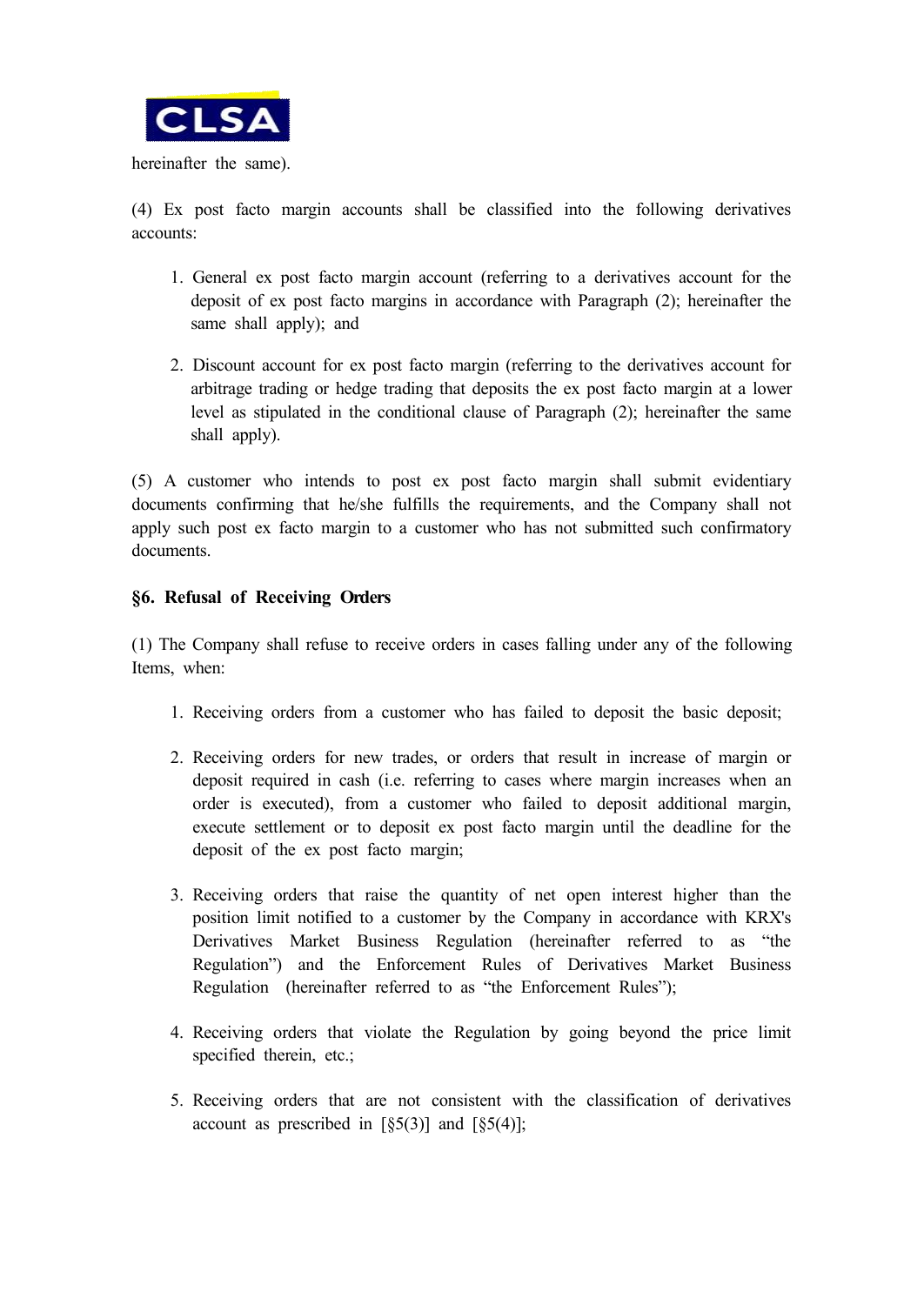hereinafter the same).

(4) Ex post facto margin accounts shall be classified into the following derivatives accounts:

1. General ex post facto margin account (referring to a derivatives account for the deposit of ex post facto margins in accordance with Paragraph (2); hereinafter the same shall apply); and

2. Discount account for ex post facto margin (referring to the derivatives account for arbitrage trading or hedge trading that deposits the ex post facto margin at a lower level as stipulated in the conditional clause of Paragraph (2); hereinafter the same shall apply).

(5) A customer who intends to post ex post facto margin shall submit evidentiary documents confirming that he/she fulfills the requirements, and the Company shall not apply such post ex facto margin to a customer who has not submitted such confirmatory documents.

**§6. Refusal of Receiving Orders**

(1) The Company shall refuse to receive orders in cases falling under any of the following Items, when:

1. Receiving orders from a customer who has failed to deposit the basic deposit;

2. Receiving orders for new trades, or orders that result in increase of margin or deposit required in cash (i.e. referring to cases where margin increases when an order is executed), from a customer who failed to deposit additional margin, execute settlement or to deposit ex post facto margin until the deadline for the deposit of the ex post facto margin;

3. Receiving orders that raise the quantity of net open interest higher than the position limit notified to a customer by the Company in accordance with KRX's Derivatives Market Business Regulation (hereinafter referred to as “the Regulation”) and the Enforcement Rules of Derivatives Market Business Regulation (hereinafter referred to as “the Enforcement Rules”);

4. Receiving orders that violate the Regulation by going beyond the price limit specified therein, etc.;

5. Receiving orders that are not consistent with the classification of derivatives account as prescribed in [§5(3)] and [§5(4)];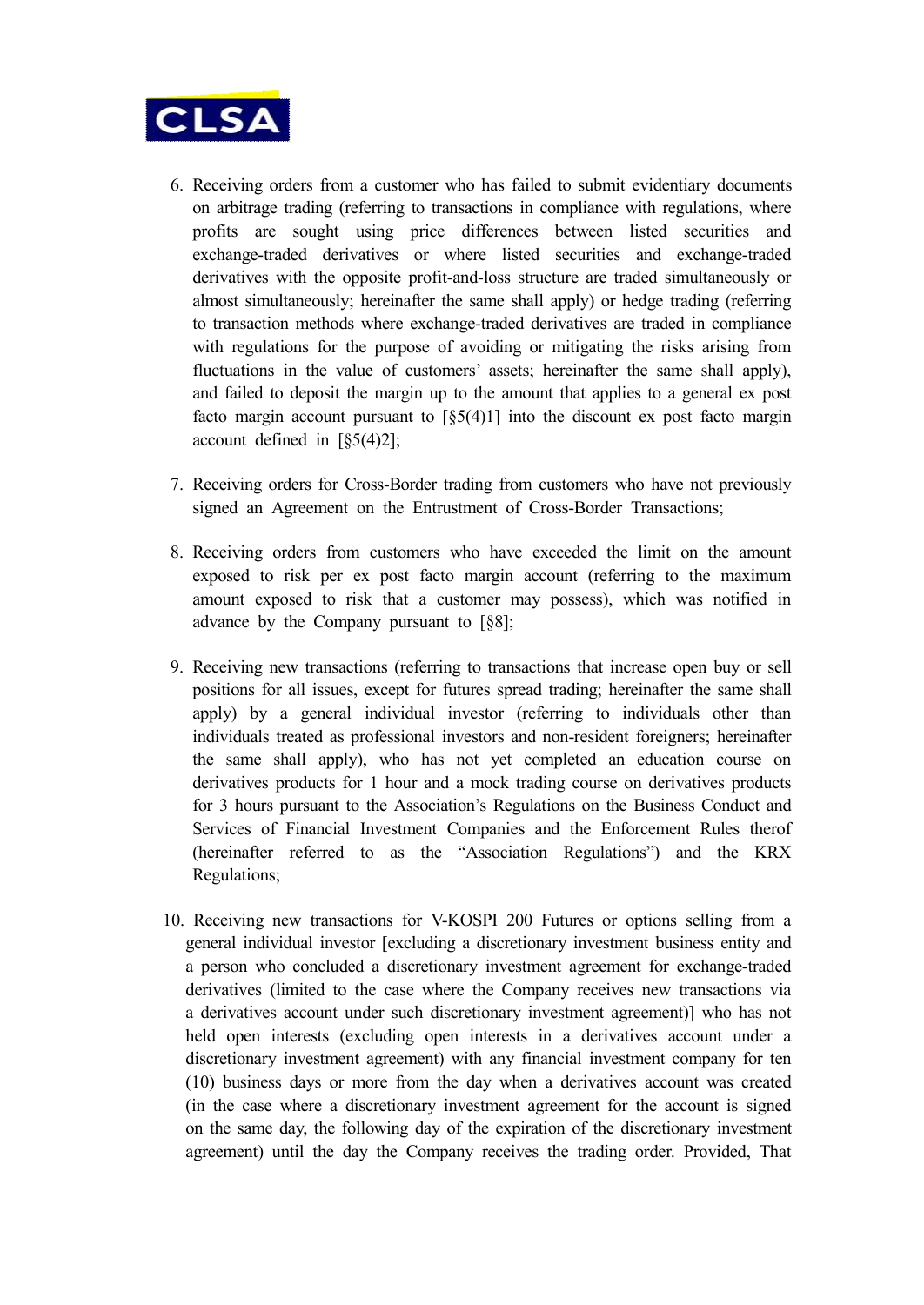6. Receiving orders from a customer who has failed to submit evidentiary documents on arbitrage trading (referring to transactions in compliance with regulations, where profits are sought using price differences between listed securities and exchange-traded derivatives or where listed securities and exchange-traded derivatives with the opposite profit-and-loss structure are traded simultaneously or almost simultaneously; hereinafter the same shall apply) or hedge trading (referring to transaction methods where exchange-traded derivatives are traded in compliance with regulations for the purpose of avoiding or mitigating the risks arising from fluctuations in the value of customers' assets; hereinafter the same shall apply), and failed to deposit the margin up to the amount that applies to a general ex post facto margin account pursuant to [§5(4)1] into the discount ex post facto margin account defined in [§5(4)2];

7. Receiving orders for Cross-Border trading from customers who have not previously signed an Agreement on the Entrustment of Cross-Border Transactions;

8. Receiving orders from customers who have exceeded the limit on the amount exposed to risk per ex post facto margin account (referring to the maximum amount exposed to risk that a customer may possess), which was notified in advance by the Company pursuant to [§8];

9. Receiving new transactions (referring to transactions that increase open buy or sell positions for all issues, except for futures spread trading; hereinafter the same shall apply) by a general individual investor (referring to individuals other than individuals treated as professional investors and non-resident foreigners; hereinafter the same shall apply), who has not yet completed an education course on derivatives products for 1 hour and a mock trading course on derivatives products for 3 hours pursuant to the Association's Regulations on the Business Conduct and Services of Financial Investment Companies and the Enforcement Rules therof (hereinafter referred to as the "Association Regulations") and the KRX Regulations;

10. Receiving new transactions for V-KOSPI 200 Futures or options selling from a general individual investor [excluding a discretionary investment business entity and a person who concluded a discretionary investment agreement for exchange-traded derivatives (limited to the case where the Company receives new transactions via a derivatives account under such discretionary investment agreement)] who has not held open interests (excluding open interests in a derivatives account under a discretionary investment agreement) with any financial investment company for ten (10) business days or more from the day when a derivatives account was created (in the case where a discretionary investment agreement for the account is signed on the same day, the following day of the expiration of the discretionary investment agreement) until the day the Company receives the trading order. Provided, That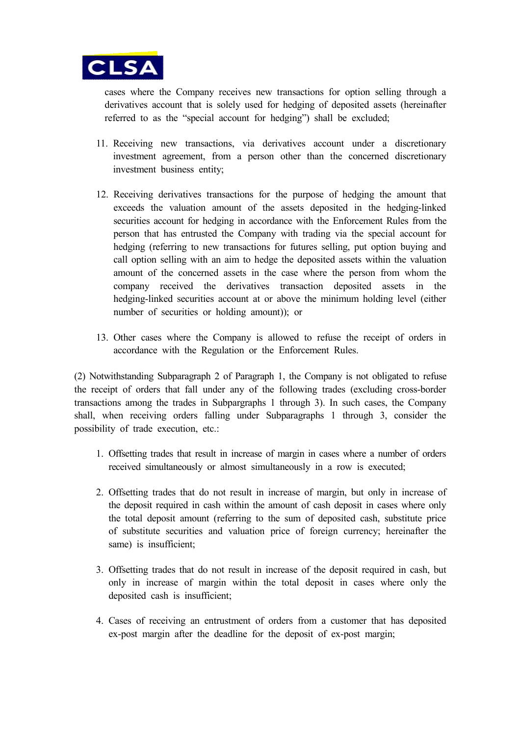cases where the Company receives new transactions for option selling through a derivatives account that is solely used for hedging of deposited assets (hereinafter referred to as the "special account for hedging") shall be excluded;

11. Receiving new transactions, via derivatives account under a discretionary investment agreement, from a person other than the concerned discretionary investment business entity;

12. Receiving derivatives transactions for the purpose of hedging the amount that exceeds the valuation amount of the assets deposited in the hedging-linked securities account for hedging in accordance with the Enforcement Rules from the person that has entrusted the Company with trading via the special account for hedging (referring to new transactions for futures selling, put option buying and call option selling with an aim to hedge the deposited assets within the valuation amount of the concerned assets in the case where the person from whom the company received the derivatives transaction deposited assets in the hedging-linked securities account at or above the minimum holding level (either number of securities or holding amount)); or

13. Other cases where the Company is allowed to refuse the receipt of orders in accordance with the Regulation or the Enforcement Rules.

(2) Notwithstanding Subparagraph 2 of Paragraph 1, the Company is not obligated to refuse the receipt of orders that fall under any of the following trades (excluding cross-border transactions among the trades in Subpargraphs 1 through 3). In such cases, the Company shall, when receiving orders falling under Subparagraphs 1 through 3, consider the possibility of trade execution, etc.:

1. Offsetting trades that result in increase of margin in cases where a number of orders received simultaneously or almost simultaneously in a row is executed;

2. Offsetting trades that do not result in increase of margin, but only in increase of the deposit required in cash within the amount of cash deposit in cases where only the total deposit amount (referring to the sum of deposited cash, substitute price of substitute securities and valuation price of foreign currency; hereinafter the same) is insufficient;

3. Offsetting trades that do not result in increase of the deposit required in cash, but only in increase of margin within the total deposit in cases where only the deposited cash is insufficient;

4. Cases of receiving an entrustment of orders from a customer that has deposited ex-post margin after the deadline for the deposit of ex-post margin;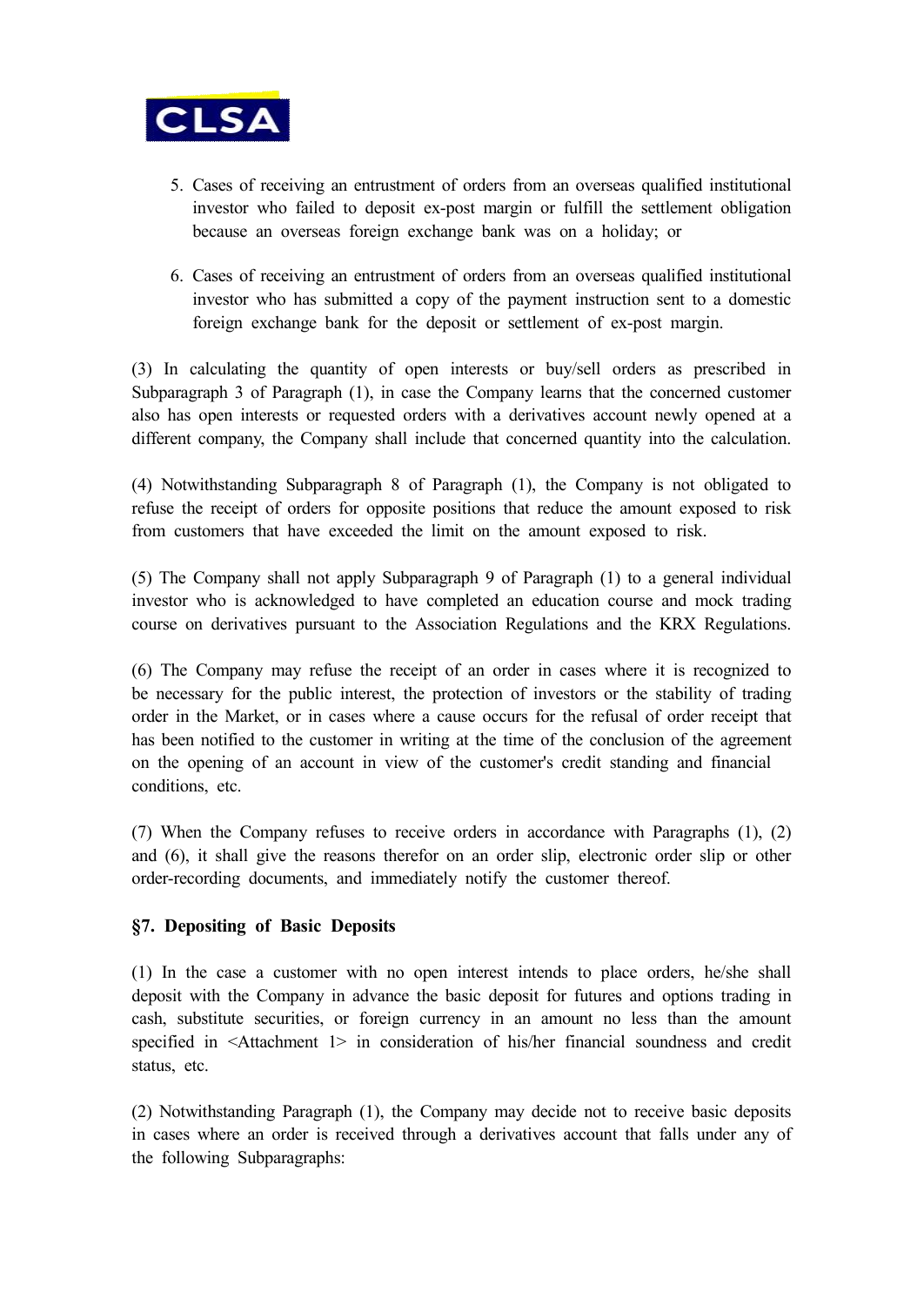5. Cases of receiving an entrustment of orders from an overseas qualified institutional investor who failed to deposit ex-post margin or fulfill the settlement obligation because an overseas foreign exchange bank was on a holiday; or

6. Cases of receiving an entrustment of orders from an overseas qualified institutional investor who has submitted a copy of the payment instruction sent to a domestic foreign exchange bank for the deposit or settlement of ex-post margin.

(3) In calculating the quantity of open interests or buy/sell orders as prescribed in Subparagraph 3 of Paragraph (1), in case the Company learns that the concerned customer also has open interests or requested orders with a derivatives account newly opened at a different company, the Company shall include that concerned quantity into the calculation.

(4) Notwithstanding Subparagraph 8 of Paragraph (1), the Company is not obligated to refuse the receipt of orders for opposite positions that reduce the amount exposed to risk from customers that have exceeded the limit on the amount exposed to risk.

(5) The Company shall not apply Subparagraph 9 of Paragraph (1) to a general individual investor who is acknowledged to have completed an education course and mock trading course on derivatives pursuant to the Association Regulations and the KRX Regulations.

(6) The Company may refuse the receipt of an order in cases where it is recognized to be necessary for the public interest, the protection of investors or the stability of trading order in the Market, or in cases where a cause occurs for the refusal of order receipt that has been notified to the customer in writing at the time of the conclusion of the agreement on the opening of an account in view of the customer's credit standing and financial conditions, etc.

(7) When the Company refuses to receive orders in accordance with Paragraphs (1), (2) and (6), it shall give the reasons therefor on an order slip, electronic order slip or other order-recording documents, and immediately notify the customer thereof.

### §7. Depositing of Basic Deposits

(1) In the case a customer with no open interest intends to place orders, he/she shall deposit with the Company in advance the basic deposit for futures and options trading in cash, substitute securities, or foreign currency in an amount no less than the amount specified in <Attachment 1> in consideration of his/her financial soundness and credit status, etc.

(2) Notwithstanding Paragraph (1), the Company may decide not to receive basic deposits in cases where an order is received through a derivatives account that falls under any of the following Subparagraphs: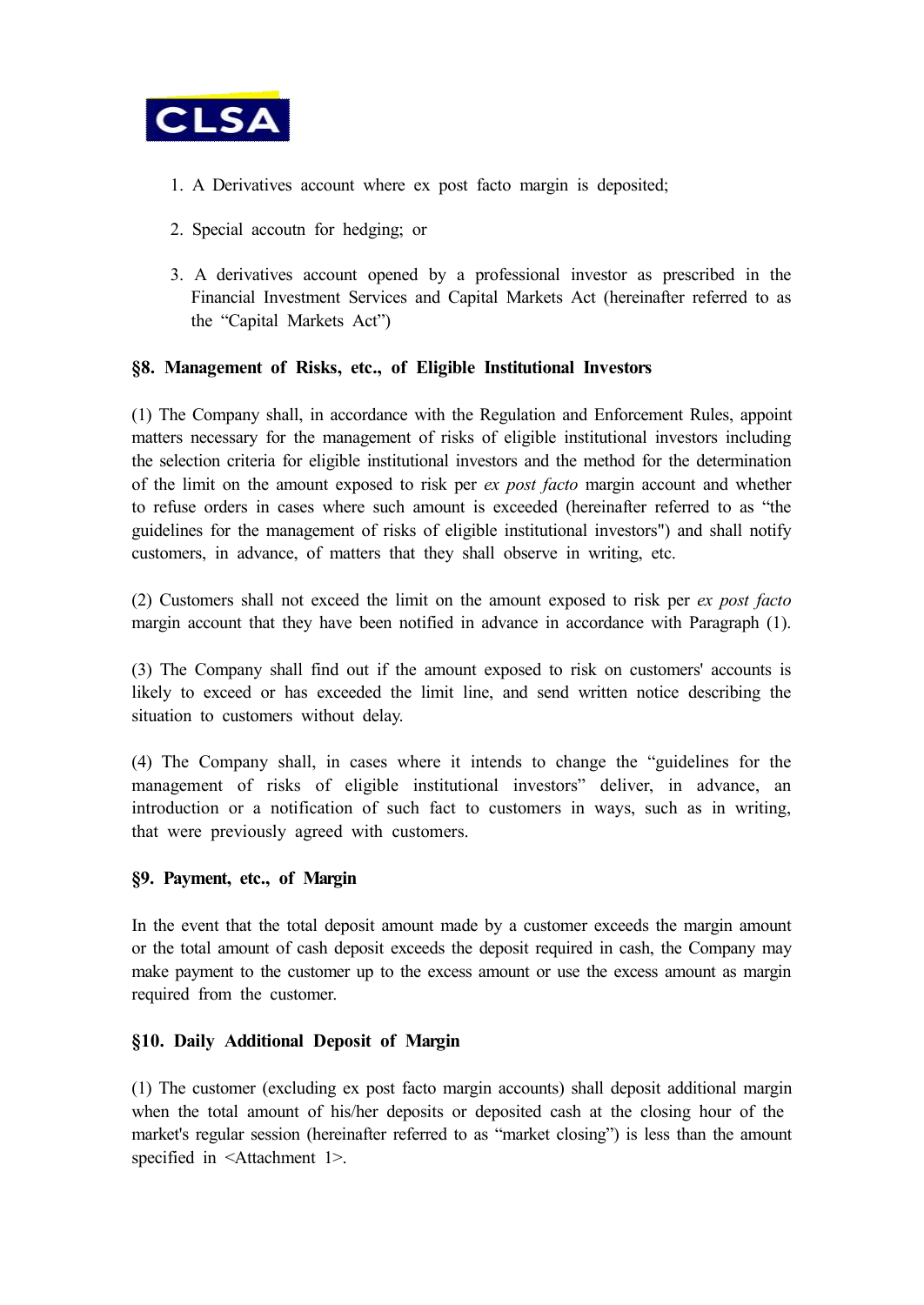1. A Derivatives account where ex post facto margin is deposited;

2. Special accoutn for hedging; or

3. A derivatives account opened by a professional investor as prescribed in the Financial Investment Services and Capital Markets Act (hereinafter referred to as the "Capital Markets Act")

### §8. Management of Risks, etc., of Eligible Institutional Investors

(1) The Company shall, in accordance with the Regulation and Enforcement Rules, appoint matters necessary for the management of risks of eligible institutional investors including the selection criteria for eligible institutional investors and the method for the determination of the limit on the amount exposed to risk per *ex post facto* margin account and whether to refuse orders in cases where such amount is exceeded (hereinafter referred to as "the guidelines for the management of risks of eligible institutional investors") and shall notify customers, in advance, of matters that they shall observe in writing, etc.

(2) Customers shall not exceed the limit on the amount exposed to risk per *ex post facto* margin account that they have been notified in advance in accordance with Paragraph (1).

(3) The Company shall find out if the amount exposed to risk on customers' accounts is likely to exceed or has exceeded the limit line, and send written notice describing the situation to customers without delay.

(4) The Company shall, in cases where it intends to change the "guidelines for the management of risks of eligible institutional investors" deliver, in advance, an introduction or a notification of such fact to customers in ways, such as in writing, that were previously agreed with customers.

### §9. Payment, etc., of Margin

In the event that the total deposit amount made by a customer exceeds the margin amount or the total amount of cash deposit exceeds the deposit required in cash, the Company may make payment to the customer up to the excess amount or use the excess amount as margin required from the customer.

### §10. Daily Additional Deposit of Margin

(1) The customer (excluding ex post facto margin accounts) shall deposit additional margin when the total amount of his/her deposits or deposited cash at the closing hour of the market's regular session (hereinafter referred to as "market closing") is less than the amount specified in <Attachment 1>.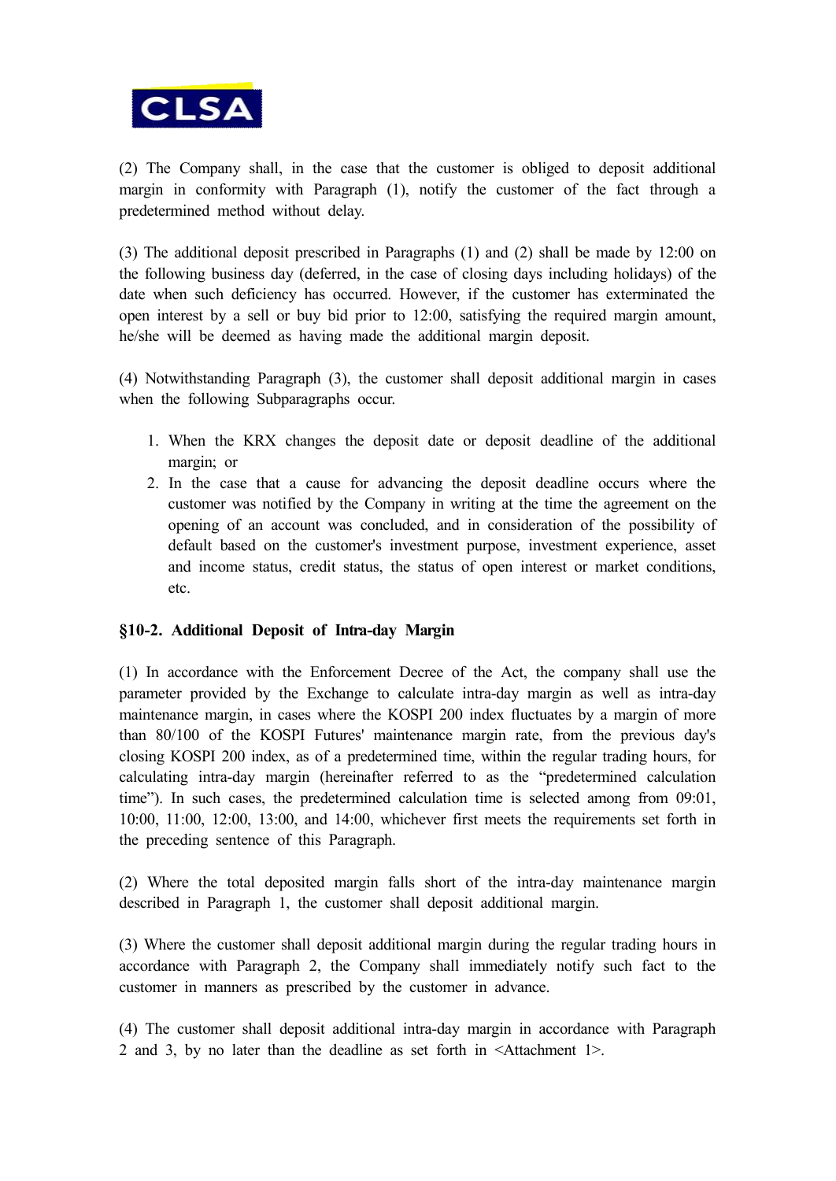(2) The Company shall, in the case that the customer is obliged to deposit additional margin in conformity with Paragraph (1), notify the customer of the fact through a predetermined method without delay.

(3) The additional deposit prescribed in Paragraphs (1) and (2) shall be made by 12:00 on the following business day (deferred, in the case of closing days including holidays) of the date when such deficiency has occurred. However, if the customer has exterminated the open interest by a sell or buy bid prior to 12:00, satisfying the required margin amount, he/she will be deemed as having made the additional margin deposit.

(4) Notwithstanding Paragraph (3), the customer shall deposit additional margin in cases when the following Subparagraphs occur.

1. When the KRX changes the deposit date or deposit deadline of the additional margin; or
2. In the case that a cause for advancing the deposit deadline occurs where the customer was notified by the Company in writing at the time the agreement on the opening of an account was concluded, and in consideration of the possibility of default based on the customer's investment purpose, investment experience, asset and income status, credit status, the status of open interest or market conditions, etc.

### §10-2. Additional Deposit of Intra-day Margin

(1) In accordance with the Enforcement Decree of the Act, the company shall use the parameter provided by the Exchange to calculate intra-day margin as well as intra-day maintenance margin, in cases where the KOSPI 200 index fluctuates by a margin of more than 80/100 of the KOSPI Futures' maintenance margin rate, from the previous day's closing KOSPI 200 index, as of a predetermined time, within the regular trading hours, for calculating intra-day margin (hereinafter referred to as the "predetermined calculation time"). In such cases, the predetermined calculation time is selected among from 09:01, 10:00, 11:00, 12:00, 13:00, and 14:00, whichever first meets the requirements set forth in the preceding sentence of this Paragraph.

(2) Where the total deposited margin falls short of the intra-day maintenance margin described in Paragraph 1, the customer shall deposit additional margin.

(3) Where the customer shall deposit additional margin during the regular trading hours in accordance with Paragraph 2, the Company shall immediately notify such fact to the customer in manners as prescribed by the customer in advance.

(4) The customer shall deposit additional intra-day margin in accordance with Paragraph 2 and 3, by no later than the deadline as set forth in <Attachment 1>.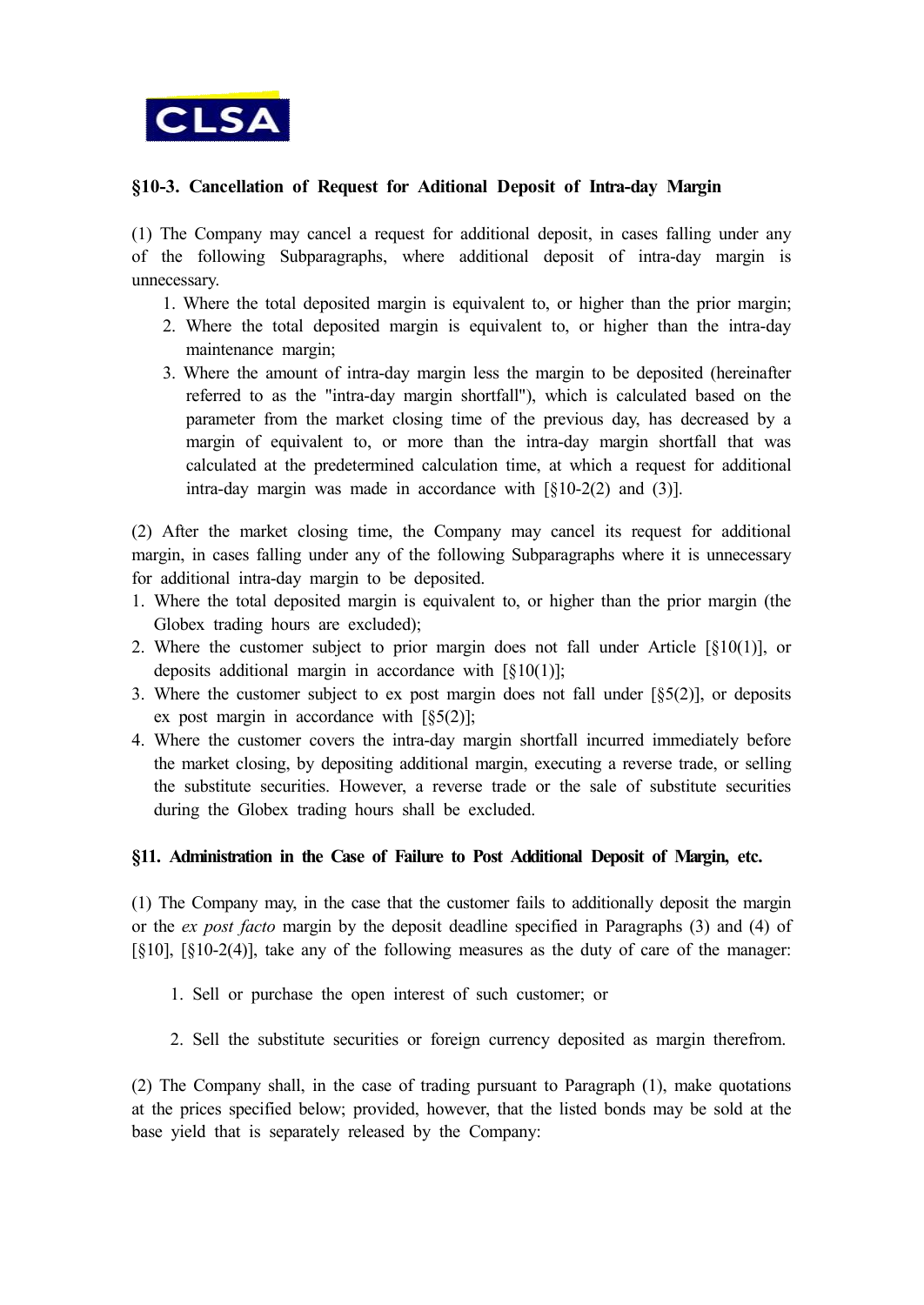### §10-3. Cancellation of Request for Aditional Deposit of Intra-day Margin

(1) The Company may cancel a request for additional deposit, in cases falling under any of the following Subparagraphs, where additional deposit of intra-day margin is unnecessary.

1. Where the total deposited margin is equivalent to, or higher than the prior margin;
2. Where the total deposited margin is equivalent to, or higher than the intra-day maintenance margin;
3. Where the amount of intra-day margin less the margin to be deposited (hereinafter referred to as the "intra-day margin shortfall"), which is calculated based on the parameter from the market closing time of the previous day, has decreased by a margin of equivalent to, or more than the intra-day margin shortfall that was calculated at the predetermined calculation time, at which a request for additional intra-day margin was made in accordance with [§10-2(2) and (3)].

(2) After the market closing time, the Company may cancel its request for additional margin, in cases falling under any of the following Subparagraphs where it is unnecessary for additional intra-day margin to be deposited.

1. Where the total deposited margin is equivalent to, or higher than the prior margin (the Globex trading hours are excluded);
2. Where the customer subject to prior margin does not fall under Article [§10(1)], or deposits additional margin in accordance with [§10(1)];
3. Where the customer subject to ex post margin does not fall under [§5(2)], or deposits ex post margin in accordance with [§5(2)];
4. Where the customer covers the intra-day margin shortfall incurred immediately before the market closing, by depositing additional margin, executing a reverse trade, or selling the substitute securities. However, a reverse trade or the sale of substitute securities during the Globex trading hours shall be excluded.

### §11. Administration in the Case of Failure to Post Additional Deposit of Margin, etc.

(1) The Company may, in the case that the customer fails to additionally deposit the margin or the *ex post facto* margin by the deposit deadline specified in Paragraphs (3) and (4) of [§10], [§10-2(4)], take any of the following measures as the duty of care of the manager:

1. Sell or purchase the open interest of such customer; or
2. Sell the substitute securities or foreign currency deposited as margin therefrom.

(2) The Company shall, in the case of trading pursuant to Paragraph (1), make quotations at the prices specified below; provided, however, that the listed bonds may be sold at the base yield that is separately released by the Company: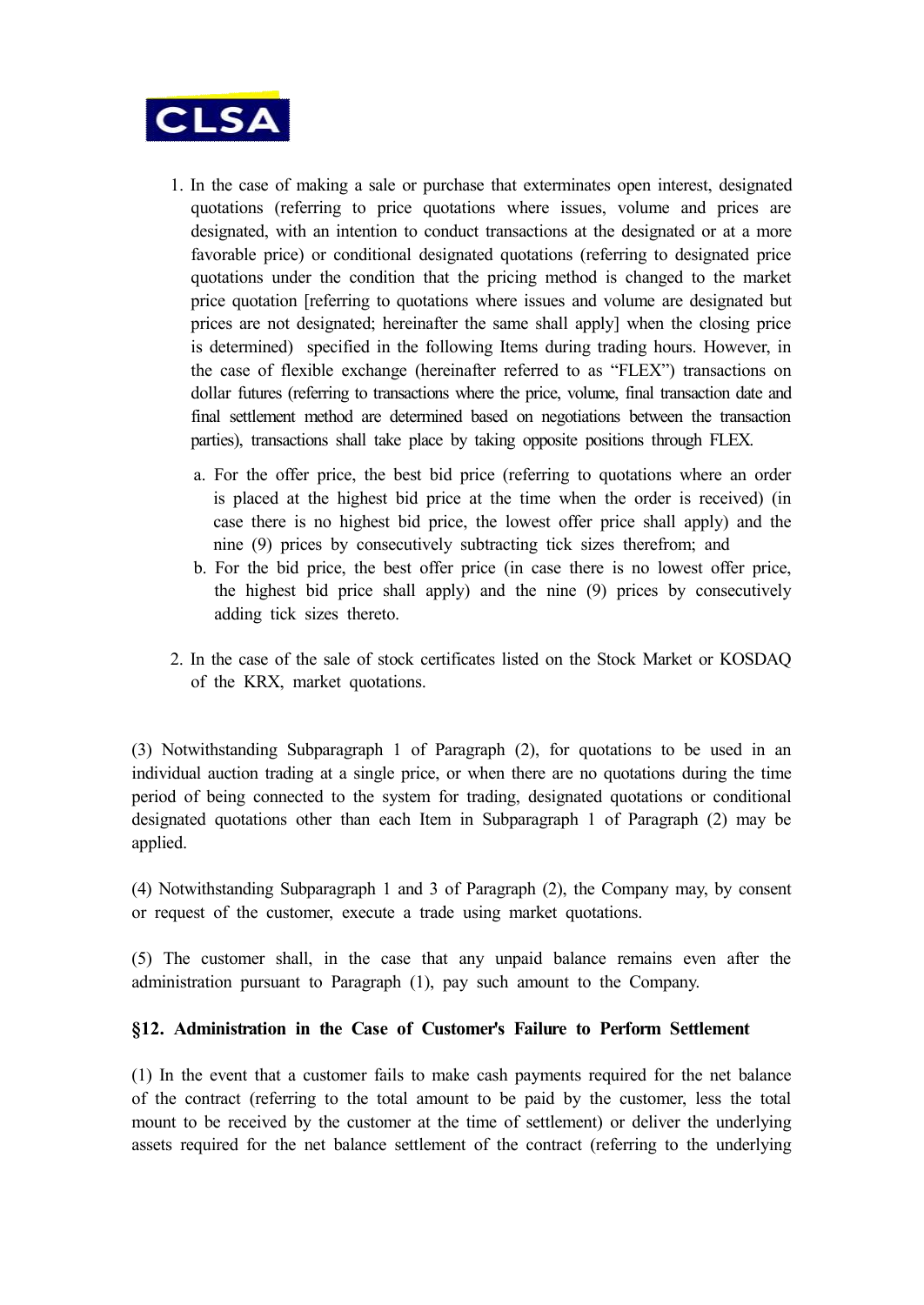1. In the case of making a sale or purchase that exterminates open interest, designated quotations (referring to price quotations where issues, volume and prices are designated, with an intention to conduct transactions at the designated or at a more favorable price) or conditional designated quotations (referring to designated price quotations under the condition that the pricing method is changed to the market price quotation [referring to quotations where issues and volume are designated but prices are not designated; hereinafter the same shall apply] when the closing price is determined) specified in the following Items during trading hours. However, in the case of flexible exchange (hereinafter referred to as "FLEX") transactions on dollar futures (referring to transactions where the price, volume, final transaction date and final settlement method are determined based on negotiations between the transaction parties), transactions shall take place by taking opposite positions through FLEX.

   a. For the offer price, the best bid price (referring to quotations where an order is placed at the highest bid price at the time when the order is received) (in case there is no highest bid price, the lowest offer price shall apply) and the nine (9) prices by consecutively subtracting tick sizes therefrom; and
   b. For the bid price, the best offer price (in case there is no lowest offer price, the highest bid price shall apply) and the nine (9) prices by consecutively adding tick sizes thereto.

2. In the case of the sale of stock certificates listed on the Stock Market or KOSDAQ of the KRX, market quotations.

(3) Notwithstanding Subparagraph 1 of Paragraph (2), for quotations to be used in an individual auction trading at a single price, or when there are no quotations during the time period of being connected to the system for trading, designated quotations or conditional designated quotations other than each Item in Subparagraph 1 of Paragraph (2) may be applied.

(4) Notwithstanding Subparagraph 1 and 3 of Paragraph (2), the Company may, by consent or request of the customer, execute a trade using market quotations.

(5) The customer shall, in the case that any unpaid balance remains even after the administration pursuant to Paragraph (1), pay such amount to the Company.

### §12. Administration in the Case of Customer's Failure to Perform Settlement

(1) In the event that a customer fails to make cash payments required for the net balance of the contract (referring to the total amount to be paid by the customer, less the total mount to be received by the customer at the time of settlement) or deliver the underlying assets required for the net balance settlement of the contract (referring to the underlying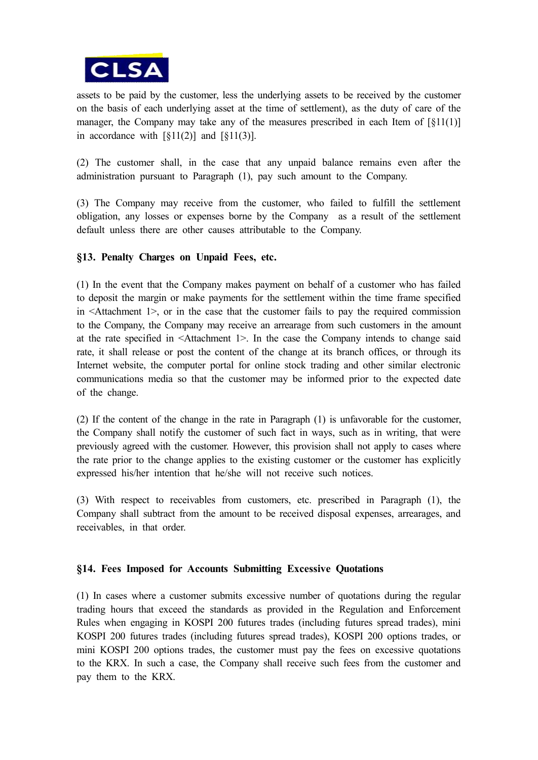assets to be paid by the customer, less the underlying assets to be received by the customer on the basis of each underlying asset at the time of settlement), as the duty of care of the manager, the Company may take any of the measures prescribed in each Item of [§11(1)] in accordance with [§11(2)] and [§11(3)].

(2) The customer shall, in the case that any unpaid balance remains even after the administration pursuant to Paragraph (1), pay such amount to the Company.

(3) The Company may receive from the customer, who failed to fulfill the settlement obligation, any losses or expenses borne by the Company as a result of the settlement default unless there are other causes attributable to the Company.

### §13. Penalty Charges on Unpaid Fees, etc.

(1) In the event that the Company makes payment on behalf of a customer who has failed to deposit the margin or make payments for the settlement within the time frame specified in <Attachment 1>, or in the case that the customer fails to pay the required commission to the Company, the Company may receive an arrearage from such customers in the amount at the rate specified in <Attachment 1>. In the case the Company intends to change said rate, it shall release or post the content of the change at its branch offices, or through its Internet website, the computer portal for online stock trading and other similar electronic communications media so that the customer may be informed prior to the expected date of the change.

(2) If the content of the change in the rate in Paragraph (1) is unfavorable for the customer, the Company shall notify the customer of such fact in ways, such as in writing, that were previously agreed with the customer. However, this provision shall not apply to cases where the rate prior to the change applies to the existing customer or the customer has explicitly expressed his/her intention that he/she will not receive such notices.

(3) With respect to receivables from customers, etc. prescribed in Paragraph (1), the Company shall subtract from the amount to be received disposal expenses, arrearages, and receivables, in that order.

### §14. Fees Imposed for Accounts Submitting Excessive Quotations

(1) In cases where a customer submits excessive number of quotations during the regular trading hours that exceed the standards as provided in the Regulation and Enforcement Rules when engaging in KOSPI 200 futures trades (including futures spread trades), mini KOSPI 200 futures trades (including futures spread trades), KOSPI 200 options trades, or mini KOSPI 200 options trades, the customer must pay the fees on excessive quotations to the KRX. In such a case, the Company shall receive such fees from the customer and pay them to the KRX.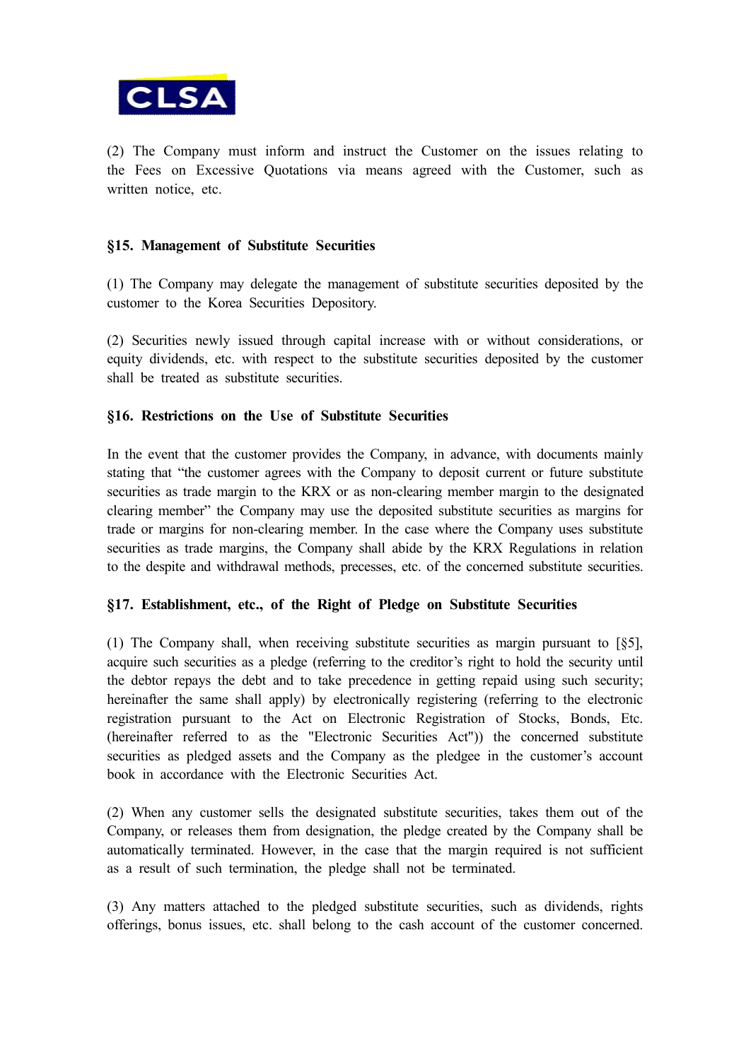(2) The Company must inform and instruct the Customer on the issues relating to the Fees on Excessive Quotations via means agreed with the Customer, such as written notice, etc.

### §15. Management of Substitute Securities

(1) The Company may delegate the management of substitute securities deposited by the customer to the Korea Securities Depository.

(2) Securities newly issued through capital increase with or without considerations, or equity dividends, etc. with respect to the substitute securities deposited by the customer shall be treated as substitute securities.

### §16. Restrictions on the Use of Substitute Securities

In the event that the customer provides the Company, in advance, with documents mainly stating that "the customer agrees with the Company to deposit current or future substitute securities as trade margin to the KRX or as non-clearing member margin to the designated clearing member" the Company may use the deposited substitute securities as margins for trade or margins for non-clearing member. In the case where the Company uses substitute securities as trade margins, the Company shall abide by the KRX Regulations in relation to the despite and withdrawal methods, precesses, etc. of the concerned substitute securities.

### §17. Establishment, etc., of the Right of Pledge on Substitute Securities

(1) The Company shall, when receiving substitute securities as margin pursuant to [§5], acquire such securities as a pledge (referring to the creditor's right to hold the security until the debtor repays the debt and to take precedence in getting repaid using such security; hereinafter the same shall apply) by electronically registering (referring to the electronic registration pursuant to the Act on Electronic Registration of Stocks, Bonds, Etc. (hereinafter referred to as the "Electronic Securities Act")) the concerned substitute securities as pledged assets and the Company as the pledgee in the customer's account book in accordance with the Electronic Securities Act.

(2) When any customer sells the designated substitute securities, takes them out of the Company, or releases them from designation, the pledge created by the Company shall be automatically terminated. However, in the case that the margin required is not sufficient as a result of such termination, the pledge shall not be terminated.

(3) Any matters attached to the pledged substitute securities, such as dividends, rights offerings, bonus issues, etc. shall belong to the cash account of the customer concerned.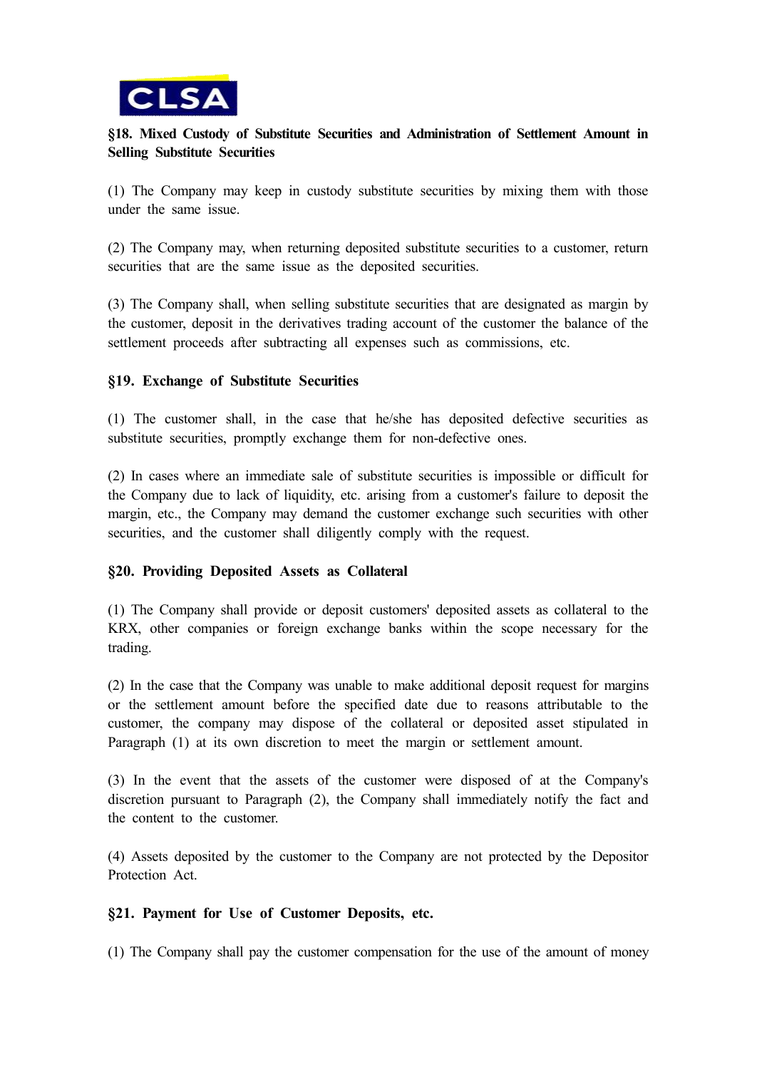### §18. Mixed Custody of Substitute Securities and Administration of Settlement Amount in Selling Substitute Securities

(1) The Company may keep in custody substitute securities by mixing them with those under the same issue.

(2) The Company may, when returning deposited substitute securities to a customer, return securities that are the same issue as the deposited securities.

(3) The Company shall, when selling substitute securities that are designated as margin by the customer, deposit in the derivatives trading account of the customer the balance of the settlement proceeds after subtracting all expenses such as commissions, etc.

### §19. Exchange of Substitute Securities

(1) The customer shall, in the case that he/she has deposited defective securities as substitute securities, promptly exchange them for non-defective ones.

(2) In cases where an immediate sale of substitute securities is impossible or difficult for the Company due to lack of liquidity, etc. arising from a customer's failure to deposit the margin, etc., the Company may demand the customer exchange such securities with other securities, and the customer shall diligently comply with the request.

### §20. Providing Deposited Assets as Collateral

(1) The Company shall provide or deposit customers' deposited assets as collateral to the KRX, other companies or foreign exchange banks within the scope necessary for the trading.

(2) In the case that the Company was unable to make additional deposit request for margins or the settlement amount before the specified date due to reasons attributable to the customer, the company may dispose of the collateral or deposited asset stipulated in Paragraph (1) at its own discretion to meet the margin or settlement amount.

(3) In the event that the assets of the customer were disposed of at the Company's discretion pursuant to Paragraph (2), the Company shall immediately notify the fact and the content to the customer.

(4) Assets deposited by the customer to the Company are not protected by the Depositor Protection Act.

### §21. Payment for Use of Customer Deposits, etc.

(1) The Company shall pay the customer compensation for the use of the amount of money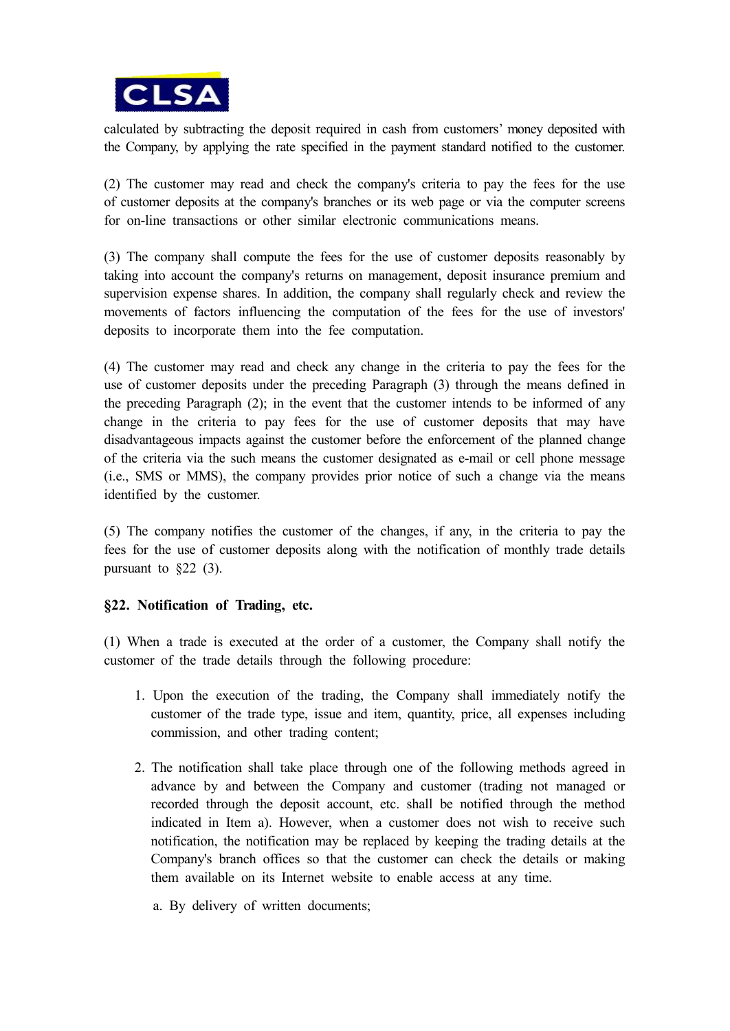calculated by subtracting the deposit required in cash from customers' money deposited with the Company, by applying the rate specified in the payment standard notified to the customer.

(2) The customer may read and check the company's criteria to pay the fees for the use of customer deposits at the company's branches or its web page or via the computer screens for on-line transactions or other similar electronic communications means.

(3) The company shall compute the fees for the use of customer deposits reasonably by taking into account the company's returns on management, deposit insurance premium and supervision expense shares. In addition, the company shall regularly check and review the movements of factors influencing the computation of the fees for the use of investors' deposits to incorporate them into the fee computation.

(4) The customer may read and check any change in the criteria to pay the fees for the use of customer deposits under the preceding Paragraph (3) through the means defined in the preceding Paragraph (2); in the event that the customer intends to be informed of any change in the criteria to pay fees for the use of customer deposits that may have disadvantageous impacts against the customer before the enforcement of the planned change of the criteria via the such means the customer designated as e-mail or cell phone message (i.e., SMS or MMS), the company provides prior notice of such a change via the means identified by the customer.

(5) The company notifies the customer of the changes, if any, in the criteria to pay the fees for the use of customer deposits along with the notification of monthly trade details pursuant to §22 (3).

**§22. Notification of Trading, etc.**

(1) When a trade is executed at the order of a customer, the Company shall notify the customer of the trade details through the following procedure:

1. Upon the execution of the trading, the Company shall immediately notify the customer of the trade type, issue and item, quantity, price, all expenses including commission, and other trading content;

2. The notification shall take place through one of the following methods agreed in advance by and between the Company and customer (trading not managed or recorded through the deposit account, etc. shall be notified through the method indicated in Item a). However, when a customer does not wish to receive such notification, the notification may be replaced by keeping the trading details at the Company's branch offices so that the customer can check the details or making them available on its Internet website to enable access at any time.

   a. By delivery of written documents;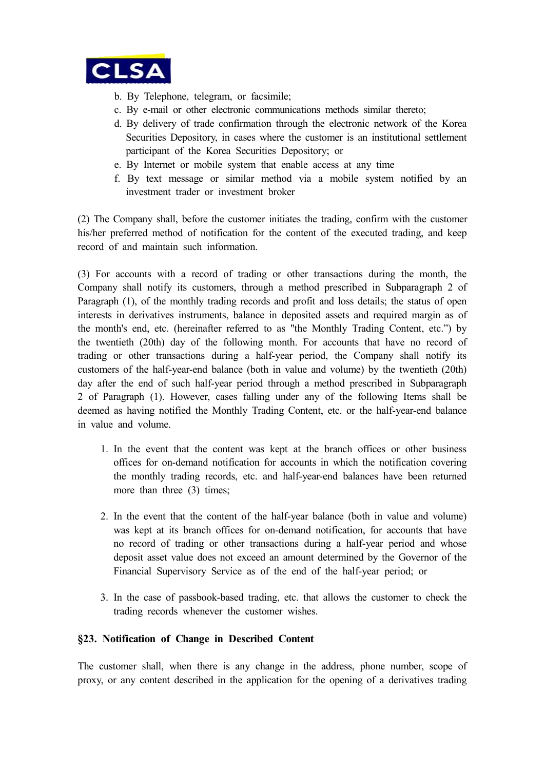b. By Telephone, telegram, or facsimile;
c. By e-mail or other electronic communications methods similar thereto;
d. By delivery of trade confirmation through the electronic network of the Korea Securities Depository, in cases where the customer is an institutional settlement participant of the Korea Securities Depository; or
e. By Internet or mobile system that enable access at any time
f. By text message or similar method via a mobile system notified by an investment trader or investment broker

(2) The Company shall, before the customer initiates the trading, confirm with the customer his/her preferred method of notification for the content of the executed trading, and keep record of and maintain such information.

(3) For accounts with a record of trading or other transactions during the month, the Company shall notify its customers, through a method prescribed in Subparagraph 2 of Paragraph (1), of the monthly trading records and profit and loss details; the status of open interests in derivatives instruments, balance in deposited assets and required margin as of the month's end, etc. (hereinafter referred to as "the Monthly Trading Content, etc.") by the twentieth (20th) day of the following month. For accounts that have no record of trading or other transactions during a half-year period, the Company shall notify its customers of the half-year-end balance (both in value and volume) by the twentieth (20th) day after the end of such half-year period through a method prescribed in Subparagraph 2 of Paragraph (1). However, cases falling under any of the following Items shall be deemed as having notified the Monthly Trading Content, etc. or the half-year-end balance in value and volume.

1. In the event that the content was kept at the branch offices or other business offices for on-demand notification for accounts in which the notification covering the monthly trading records, etc. and half-year-end balances have been returned more than three (3) times;

2. In the event that the content of the half-year balance (both in value and volume) was kept at its branch offices for on-demand notification, for accounts that have no record of trading or other transactions during a half-year period and whose deposit asset value does not exceed an amount determined by the Governor of the Financial Supervisory Service as of the end of the half-year period; or

3. In the case of passbook-based trading, etc. that allows the customer to check the trading records whenever the customer wishes.

**§23. Notification of Change in Described Content**

The customer shall, when there is any change in the address, phone number, scope of proxy, or any content described in the application for the opening of a derivatives trading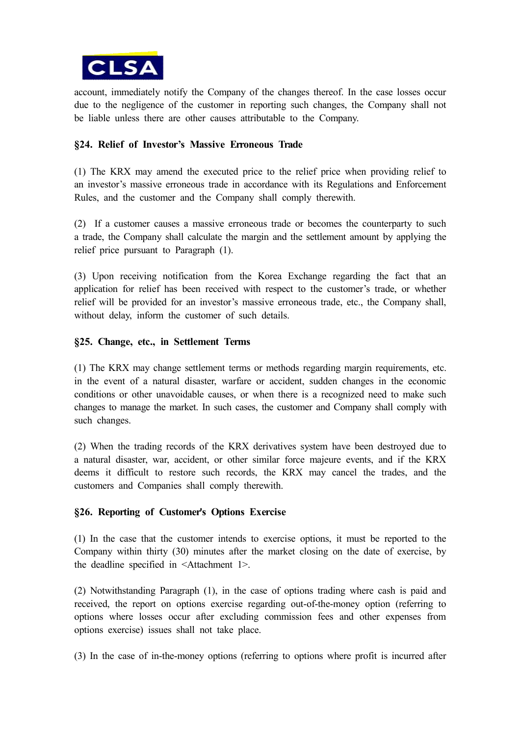account, immediately notify the Company of the changes thereof. In the case losses occur due to the negligence of the customer in reporting such changes, the Company shall not be liable unless there are other causes attributable to the Company.

**§24. Relief of Investor's Massive Erroneous Trade**

(1) The KRX may amend the executed price to the relief price when providing relief to an investor's massive erroneous trade in accordance with its Regulations and Enforcement Rules, and the customer and the Company shall comply therewith.

(2) If a customer causes a massive erroneous trade or becomes the counterparty to such a trade, the Company shall calculate the margin and the settlement amount by applying the relief price pursuant to Paragraph (1).

(3) Upon receiving notification from the Korea Exchange regarding the fact that an application for relief has been received with respect to the customer's trade, or whether relief will be provided for an investor's massive erroneous trade, etc., the Company shall, without delay, inform the customer of such details.

**§25. Change, etc., in Settlement Terms**

(1) The KRX may change settlement terms or methods regarding margin requirements, etc. in the event of a natural disaster, warfare or accident, sudden changes in the economic conditions or other unavoidable causes, or when there is a recognized need to make such changes to manage the market. In such cases, the customer and Company shall comply with such changes.

(2) When the trading records of the KRX derivatives system have been destroyed due to a natural disaster, war, accident, or other similar force majeure events, and if the KRX deems it difficult to restore such records, the KRX may cancel the trades, and the customers and Companies shall comply therewith.

**§26. Reporting of Customer's Options Exercise**

(1) In the case that the customer intends to exercise options, it must be reported to the Company within thirty (30) minutes after the market closing on the date of exercise, by the deadline specified in <Attachment 1>.

(2) Notwithstanding Paragraph (1), in the case of options trading where cash is paid and received, the report on options exercise regarding out-of-the-money option (referring to options where losses occur after excluding commission fees and other expenses from options exercise) issues shall not take place.

(3) In the case of in-the-money options (referring to options where profit is incurred after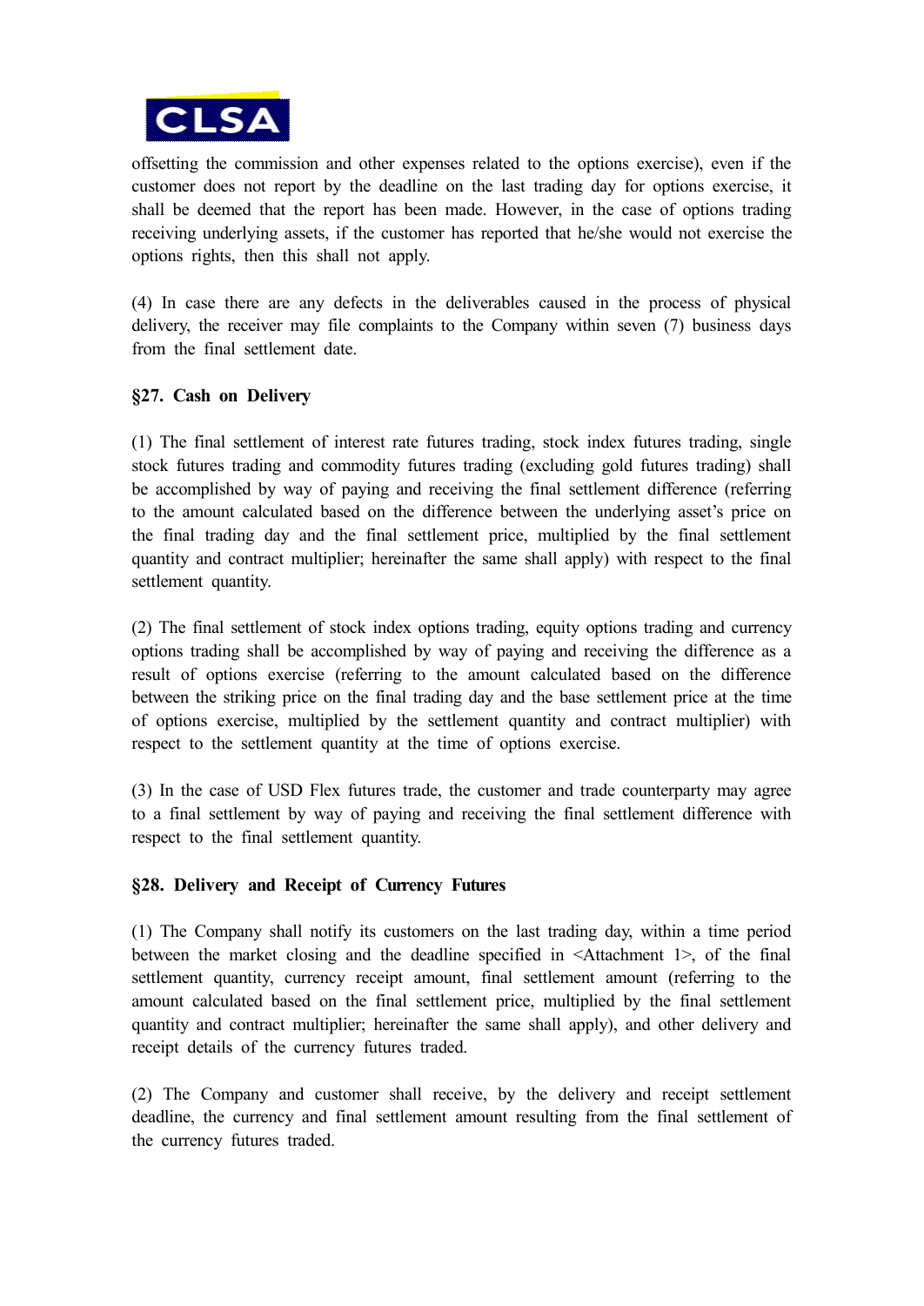offsetting the commission and other expenses related to the options exercise), even if the customer does not report by the deadline on the last trading day for options exercise, it shall be deemed that the report has been made. However, in the case of options trading receiving underlying assets, if the customer has reported that he/she would not exercise the options rights, then this shall not apply.

(4) In case there are any defects in the deliverables caused in the process of physical delivery, the receiver may file complaints to the Company within seven (7) business days from the final settlement date.

### §27. Cash on Delivery

(1) The final settlement of interest rate futures trading, stock index futures trading, single stock futures trading and commodity futures trading (excluding gold futures trading) shall be accomplished by way of paying and receiving the final settlement difference (referring to the amount calculated based on the difference between the underlying asset's price on the final trading day and the final settlement price, multiplied by the final settlement quantity and contract multiplier; hereinafter the same shall apply) with respect to the final settlement quantity.

(2) The final settlement of stock index options trading, equity options trading and currency options trading shall be accomplished by way of paying and receiving the difference as a result of options exercise (referring to the amount calculated based on the difference between the striking price on the final trading day and the base settlement price at the time of options exercise, multiplied by the settlement quantity and contract multiplier) with respect to the settlement quantity at the time of options exercise.

(3) In the case of USD Flex futures trade, the customer and trade counterparty may agree to a final settlement by way of paying and receiving the final settlement difference with respect to the final settlement quantity.

### §28. Delivery and Receipt of Currency Futures

(1) The Company shall notify its customers on the last trading day, within a time period between the market closing and the deadline specified in <Attachment 1>, of the final settlement quantity, currency receipt amount, final settlement amount (referring to the amount calculated based on the final settlement price, multiplied by the final settlement quantity and contract multiplier; hereinafter the same shall apply), and other delivery and receipt details of the currency futures traded.

(2) The Company and customer shall receive, by the delivery and receipt settlement deadline, the currency and final settlement amount resulting from the final settlement of the currency futures traded.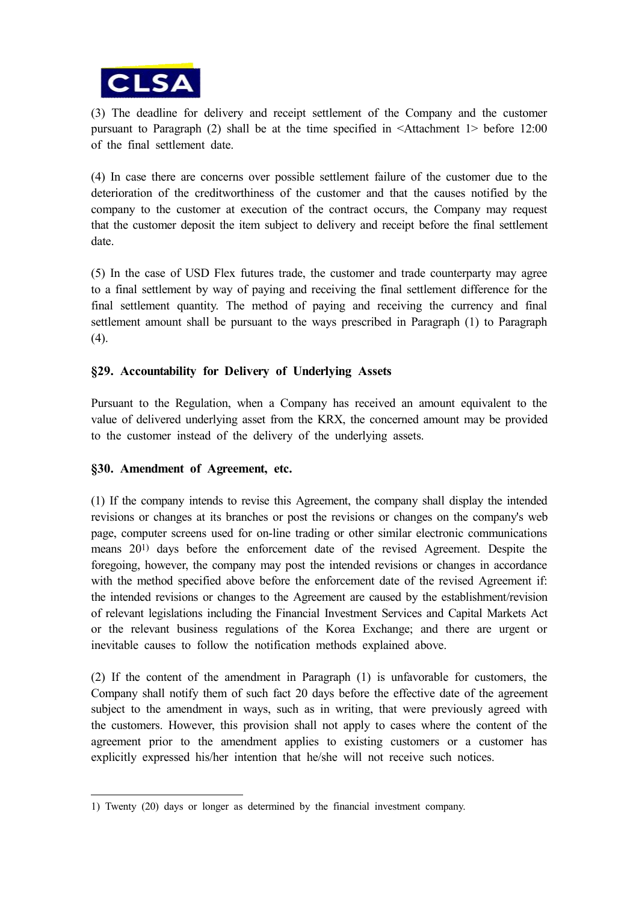(3) The deadline for delivery and receipt settlement of the Company and the customer pursuant to Paragraph (2) shall be at the time specified in <Attachment 1> before 12:00 of the final settlement date.

(4) In case there are concerns over possible settlement failure of the customer due to the deterioration of the creditworthiness of the customer and that the causes notified by the company to the customer at execution of the contract occurs, the Company may request that the customer deposit the item subject to delivery and receipt before the final settlement date.

(5) In the case of USD Flex futures trade, the customer and trade counterparty may agree to a final settlement by way of paying and receiving the final settlement difference for the final settlement quantity. The method of paying and receiving the currency and final settlement amount shall be pursuant to the ways prescribed in Paragraph (1) to Paragraph (4).

### §29. Accountability for Delivery of Underlying Assets

Pursuant to the Regulation, when a Company has received an amount equivalent to the value of delivered underlying asset from the KRX, the concerned amount may be provided to the customer instead of the delivery of the underlying assets.

### §30. Amendment of Agreement, etc.

(1) If the company intends to revise this Agreement, the company shall display the intended revisions or changes at its branches or post the revisions or changes on the company's web page, computer screens used for on-line trading or other similar electronic communications means 20[1] days before the enforcement date of the revised Agreement. Despite the foregoing, however, the company may post the intended revisions or changes in accordance with the method specified above before the enforcement date of the revised Agreement if: the intended revisions or changes to the Agreement are caused by the establishment/revision of relevant legislations including the Financial Investment Services and Capital Markets Act or the relevant business regulations of the Korea Exchange; and there are urgent or inevitable causes to follow the notification methods explained above.

(2) If the content of the amendment in Paragraph (1) is unfavorable for customers, the Company shall notify them of such fact 20 days before the effective date of the agreement subject to the amendment in ways, such as in writing, that were previously agreed with the customers. However, this provision shall not apply to cases where the content of the agreement prior to the amendment applies to existing customers or a customer has explicitly expressed his/her intention that he/she will not receive such notices.

---

1) Twenty (20) days or longer as determined by the financial investment company.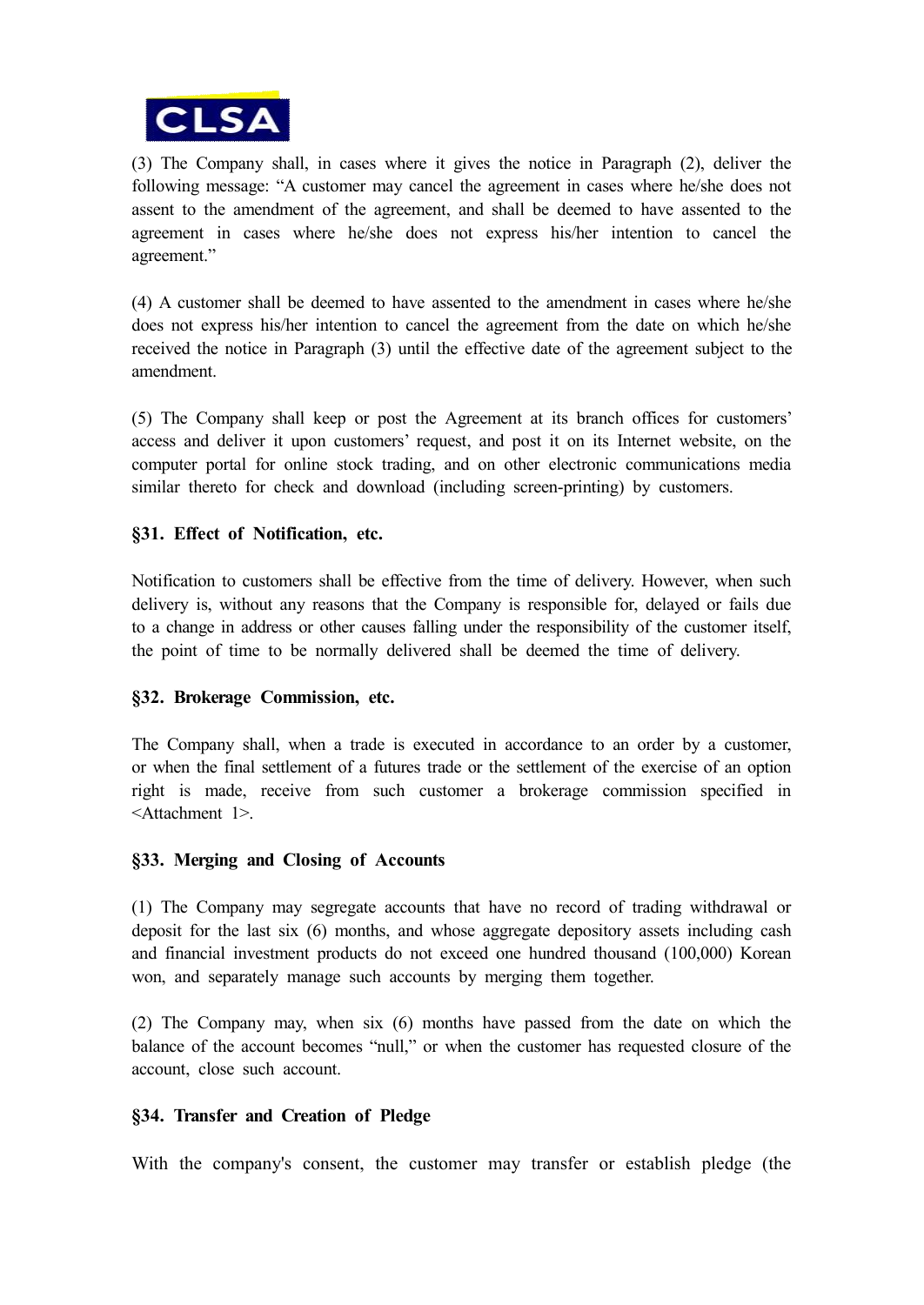(3) The Company shall, in cases where it gives the notice in Paragraph (2), deliver the following message: "A customer may cancel the agreement in cases where he/she does not assent to the amendment of the agreement, and shall be deemed to have assented to the agreement in cases where he/she does not express his/her intention to cancel the agreement."

(4) A customer shall be deemed to have assented to the amendment in cases where he/she does not express his/her intention to cancel the agreement from the date on which he/she received the notice in Paragraph (3) until the effective date of the agreement subject to the amendment.

(5) The Company shall keep or post the Agreement at its branch offices for customers' access and deliver it upon customers' request, and post it on its Internet website, on the computer portal for online stock trading, and on other electronic communications media similar thereto for check and download (including screen-printing) by customers.

**§31. Effect of Notification, etc.**

Notification to customers shall be effective from the time of delivery. However, when such delivery is, without any reasons that the Company is responsible for, delayed or fails due to a change in address or other causes falling under the responsibility of the customer itself, the point of time to be normally delivered shall be deemed the time of delivery.

**§32. Brokerage Commission, etc.**

The Company shall, when a trade is executed in accordance to an order by a customer, or when the final settlement of a futures trade or the settlement of the exercise of an option right is made, receive from such customer a brokerage commission specified in <Attachment 1>.

**§33. Merging and Closing of Accounts**

(1) The Company may segregate accounts that have no record of trading withdrawal or deposit for the last six (6) months, and whose aggregate depository assets including cash and financial investment products do not exceed one hundred thousand (100,000) Korean won, and separately manage such accounts by merging them together.

(2) The Company may, when six (6) months have passed from the date on which the balance of the account becomes "null," or when the customer has requested closure of the account, close such account.

**§34. Transfer and Creation of Pledge**

With the company's consent, the customer may transfer or establish pledge (the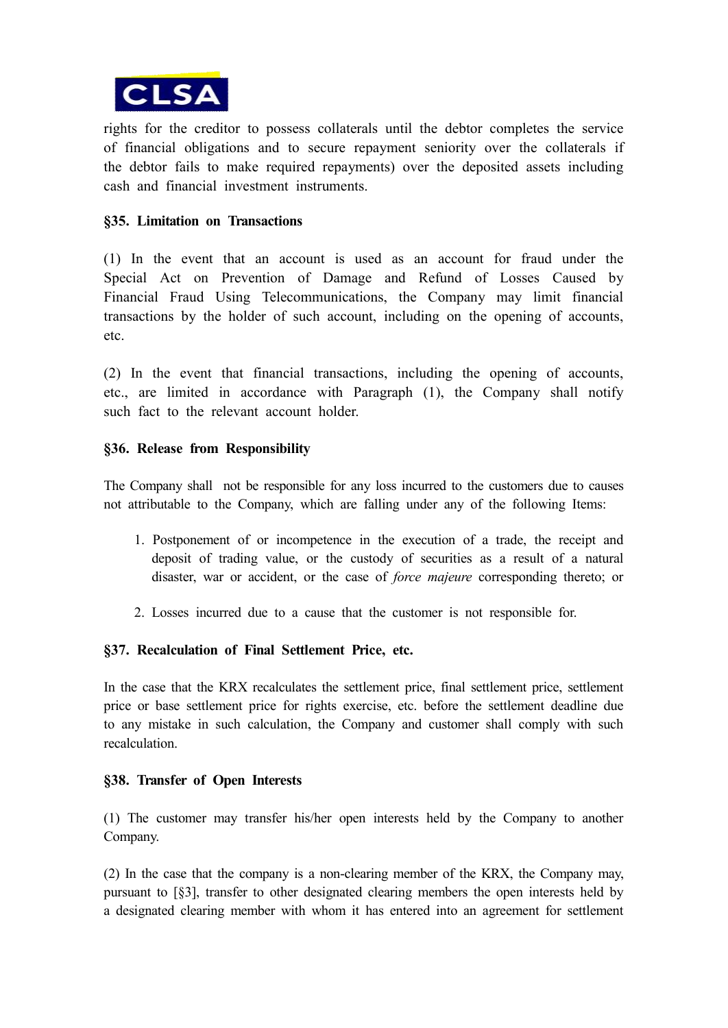rights for the creditor to possess collaterals until the debtor completes the service of financial obligations and to secure repayment seniority over the collaterals if the debtor fails to make required repayments) over the deposited assets including cash and financial investment instruments.

**§35. Limitation on Transactions**

(1) In the event that an account is used as an account for fraud under the Special Act on Prevention of Damage and Refund of Losses Caused by Financial Fraud Using Telecommunications, the Company may limit financial transactions by the holder of such account, including on the opening of accounts, etc.

(2) In the event that financial transactions, including the opening of accounts, etc., are limited in accordance with Paragraph (1), the Company shall notify such fact to the relevant account holder.

**§36. Release from Responsibility**

The Company shall not be responsible for any loss incurred to the customers due to causes not attributable to the Company, which are falling under any of the following Items:

1. Postponement of or incompetence in the execution of a trade, the receipt and deposit of trading value, or the custody of securities as a result of a natural disaster, war or accident, or the case of *force majeure* corresponding thereto; or

2. Losses incurred due to a cause that the customer is not responsible for.

**§37. Recalculation of Final Settlement Price, etc.**

In the case that the KRX recalculates the settlement price, final settlement price, settlement price or base settlement price for rights exercise, etc. before the settlement deadline due to any mistake in such calculation, the Company and customer shall comply with such recalculation.

**§38. Transfer of Open Interests**

(1) The customer may transfer his/her open interests held by the Company to another Company.

(2) In the case that the company is a non-clearing member of the KRX, the Company may, pursuant to [§3], transfer to other designated clearing members the open interests held by a designated clearing member with whom it has entered into an agreement for settlement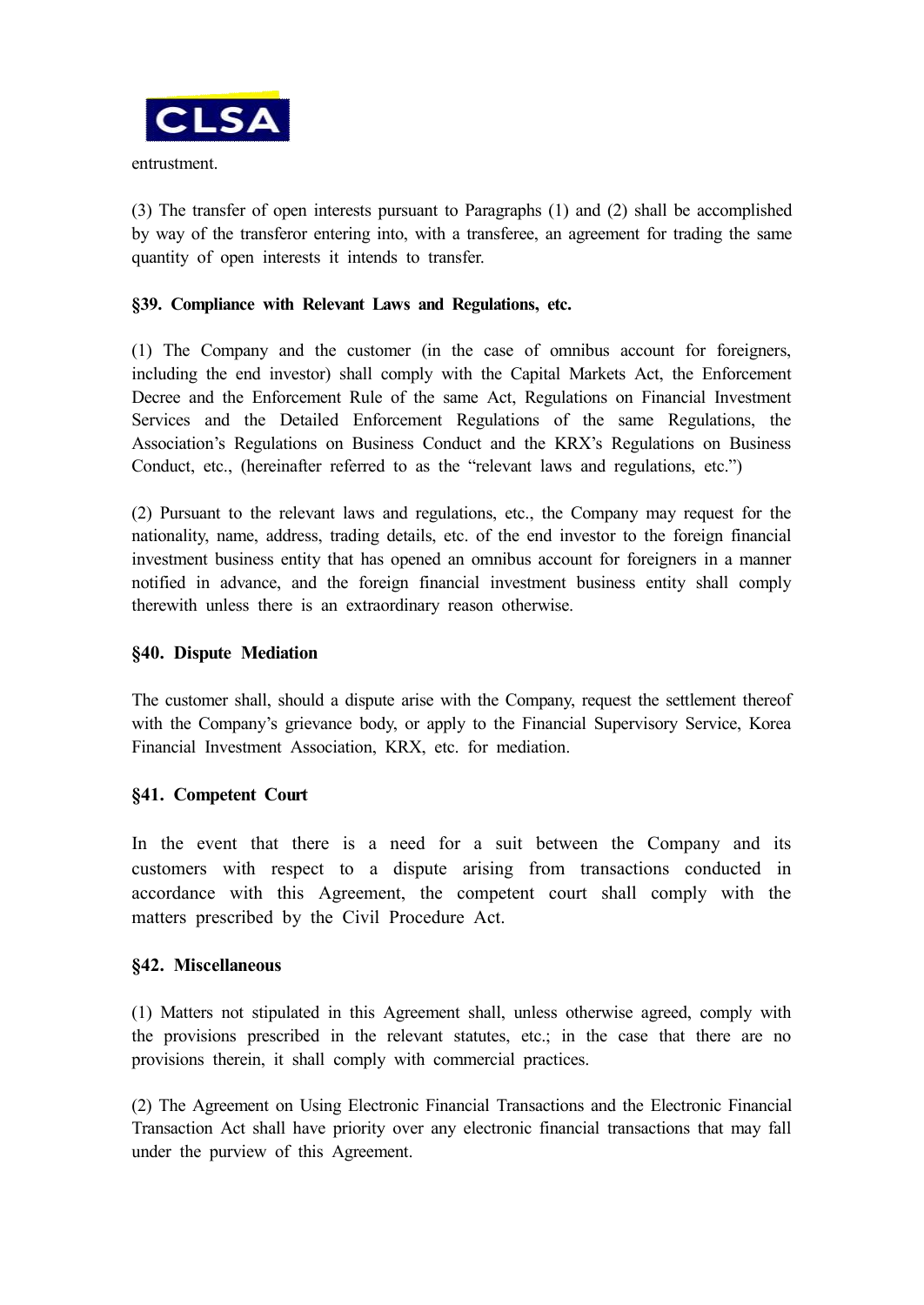entrustment.

(3) The transfer of open interests pursuant to Paragraphs (1) and (2) shall be accomplished by way of the transferor entering into, with a transferee, an agreement for trading the same quantity of open interests it intends to transfer.

**§39. Compliance with Relevant Laws and Regulations, etc.**

(1) The Company and the customer (in the case of omnibus account for foreigners, including the end investor) shall comply with the Capital Markets Act, the Enforcement Decree and the Enforcement Rule of the same Act, Regulations on Financial Investment Services and the Detailed Enforcement Regulations of the same Regulations, the Association's Regulations on Business Conduct and the KRX's Regulations on Business Conduct, etc., (hereinafter referred to as the "relevant laws and regulations, etc.")

(2) Pursuant to the relevant laws and regulations, etc., the Company may request for the nationality, name, address, trading details, etc. of the end investor to the foreign financial investment business entity that has opened an omnibus account for foreigners in a manner notified in advance, and the foreign financial investment business entity shall comply therewith unless there is an extraordinary reason otherwise.

**§40. Dispute Mediation**

The customer shall, should a dispute arise with the Company, request the settlement thereof with the Company's grievance body, or apply to the Financial Supervisory Service, Korea Financial Investment Association, KRX, etc. for mediation.

**§41. Competent Court**

In the event that there is a need for a suit between the Company and its customers with respect to a dispute arising from transactions conducted in accordance with this Agreement, the competent court shall comply with the matters prescribed by the Civil Procedure Act.

**§42. Miscellaneous**

(1) Matters not stipulated in this Agreement shall, unless otherwise agreed, comply with the provisions prescribed in the relevant statutes, etc.; in the case that there are no provisions therein, it shall comply with commercial practices.

(2) The Agreement on Using Electronic Financial Transactions and the Electronic Financial Transaction Act shall have priority over any electronic financial transactions that may fall under the purview of this Agreement.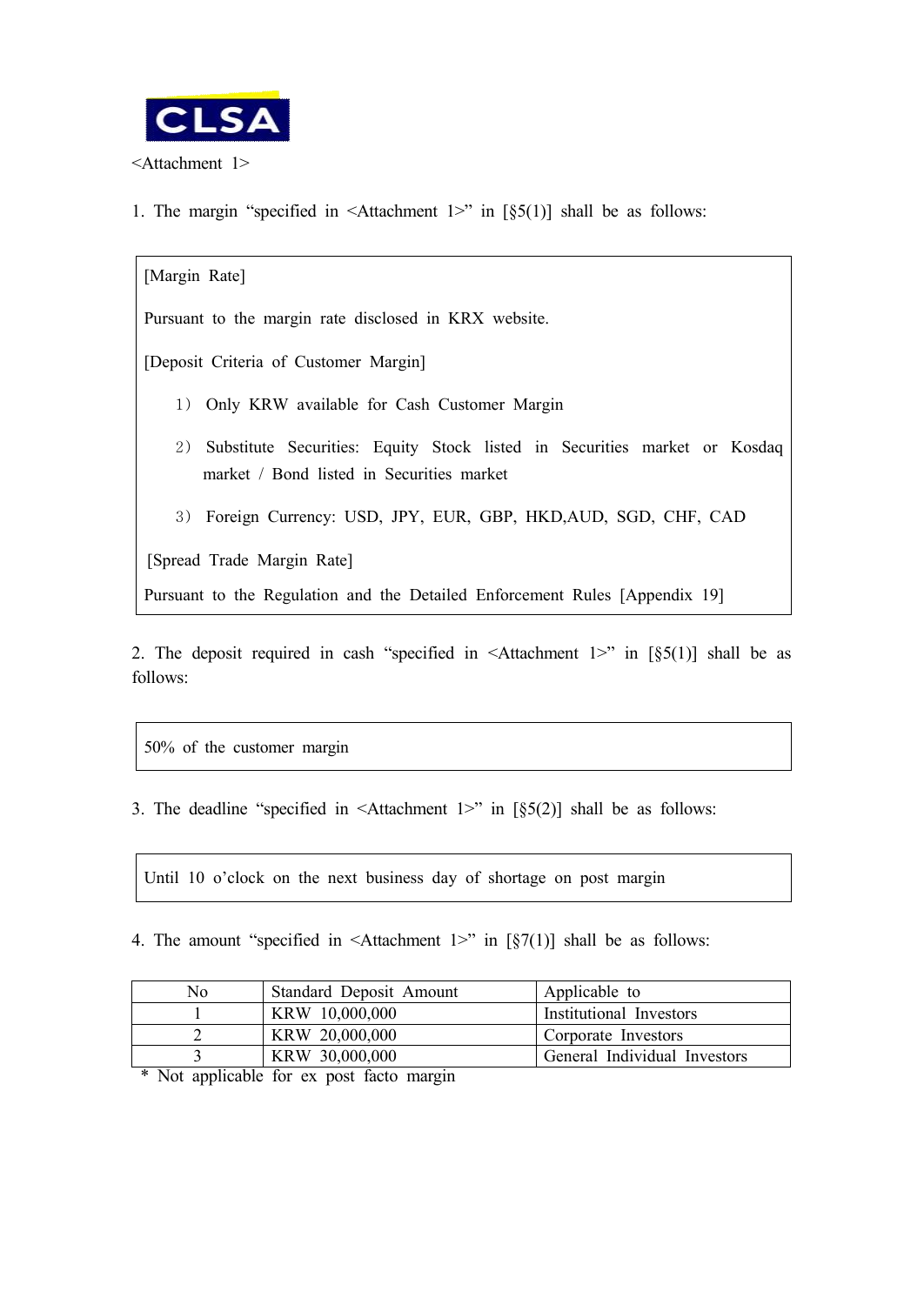CLSA

<Attachment 1>

1. The margin "specified in <Attachment 1>" in [§5(1)] shall be as follows:

[Margin Rate]

Pursuant to the margin rate disclosed in KRX website.

[Deposit Criteria of Customer Margin]

1) Only KRW available for Cash Customer Margin

2) Substitute Securities: Equity Stock listed in Securities market or Kosdaq market / Bond listed in Securities market

3) Foreign Currency: USD, JPY, EUR, GBP, HKD,AUD, SGD, CHF, CAD

[Spread Trade Margin Rate]

Pursuant to the Regulation and the Detailed Enforcement Rules [Appendix 19]

2. The deposit required in cash "specified in <Attachment 1>" in [§5(1)] shall be as follows:

50% of the customer margin

3. The deadline "specified in <Attachment 1>" in [§5(2)] shall be as follows:

Until 10 o'clock on the next business day of shortage on post margin

4. The amount "specified in <Attachment 1>" in [§7(1)] shall be as follows:

| No | Standard Deposit Amount | Applicable to |
|---|---|---|
| 1 | KRW 10,000,000 | Institutional Investors |
| 2 | KRW 20,000,000 | Corporate Investors |
| 3 | KRW 30,000,000 | General Individual Investors |

* Not applicable for ex post facto margin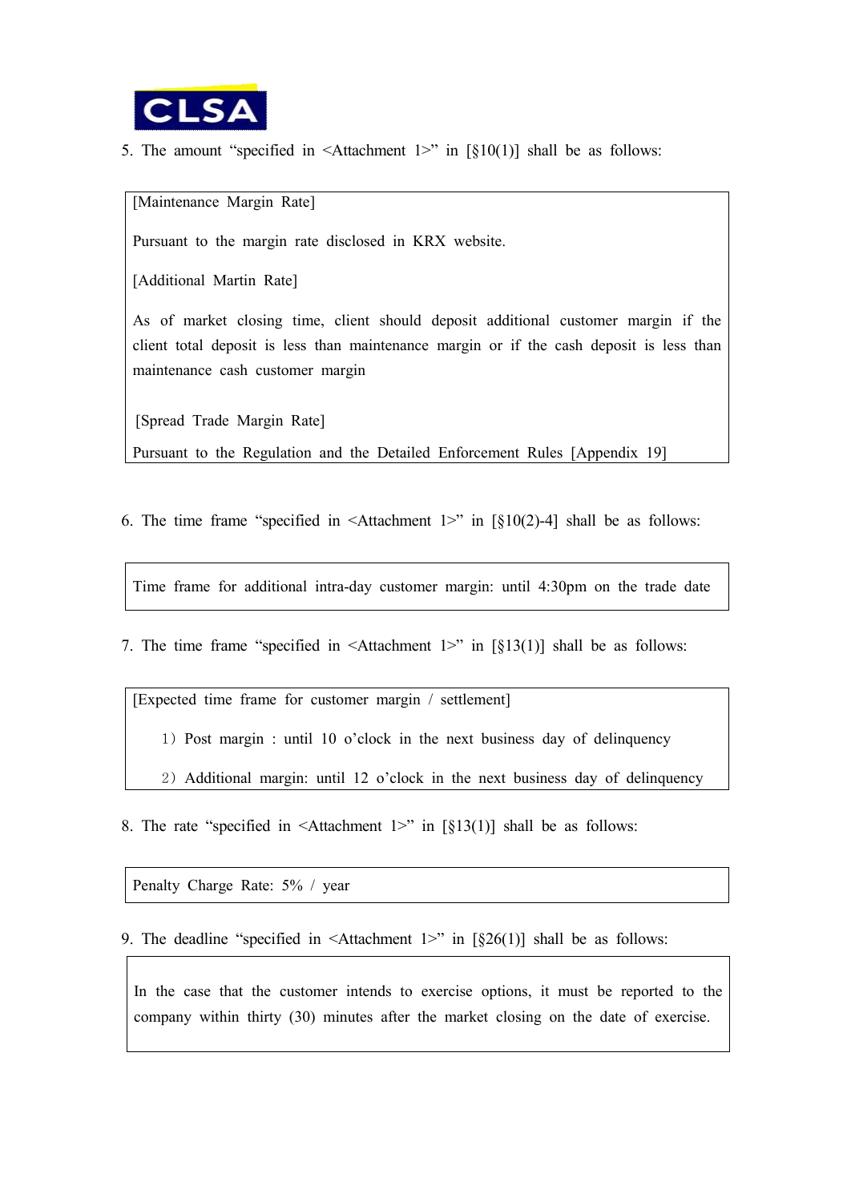5. The amount "specified in <Attachment 1>" in [§10(1)] shall be as follows:

| [Maintenance Margin Rate]<br><br>Pursuant to the margin rate disclosed in KRX website.<br><br>[Additional Martin Rate]<br><br>As of market closing time, client should deposit additional customer margin if the client total deposit is less than maintenance margin or if the cash deposit is less than maintenance cash customer margin<br><br>[Spread Trade Margin Rate]<br><br>Pursuant to the Regulation and the Detailed Enforcement Rules [Appendix 19] |
|---|

6. The time frame "specified in <Attachment 1>" in [§10(2)-4] shall be as follows:

| Time frame for additional intra-day customer margin: until 4:30pm on the trade date |
|---|

7. The time frame "specified in <Attachment 1>" in [§13(1)] shall be as follows:

| [Expected time frame for customer margin / settlement]<br><br>1) Post margin : until 10 o'clock in the next business day of delinquency<br><br>2) Additional margin: until 12 o'clock in the next business day of delinquency |
|---|

8. The rate "specified in <Attachment 1>" in [§13(1)] shall be as follows:

| Penalty Charge Rate: 5% / year |
|---|

9. The deadline "specified in <Attachment 1>" in [§26(1)] shall be as follows:

| In the case that the customer intends to exercise options, it must be reported to the company within thirty (30) minutes after the market closing on the date of exercise. |
|---|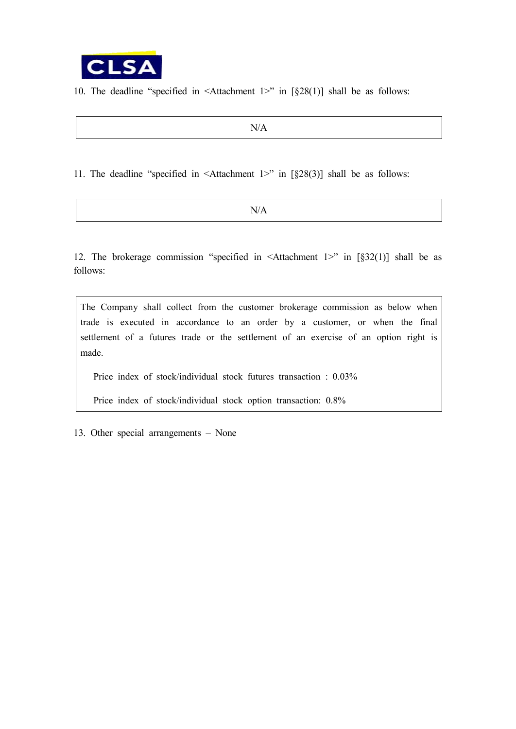CLSA

10. The deadline “specified in <Attachment 1>” in [§28(1)] shall be as follows:

| |
|---|
| N/A |

11. The deadline “specified in <Attachment 1>” in [§28(3)] shall be as follows:

| |
|---|
| N/A |

12. The brokerage commission “specified in <Attachment 1>” in [§32(1)] shall be as follows:

| |
|---|
| The Company shall collect from the customer brokerage commission as below when trade is executed in accordance to an order by a customer, or when the final settlement of a futures trade or the settlement of an exercise of an option right is made.<br><br>Price index of stock/individual stock futures transaction : 0.03%<br><br>Price index of stock/individual stock option transaction: 0.8% |

13. Other special arrangements – None